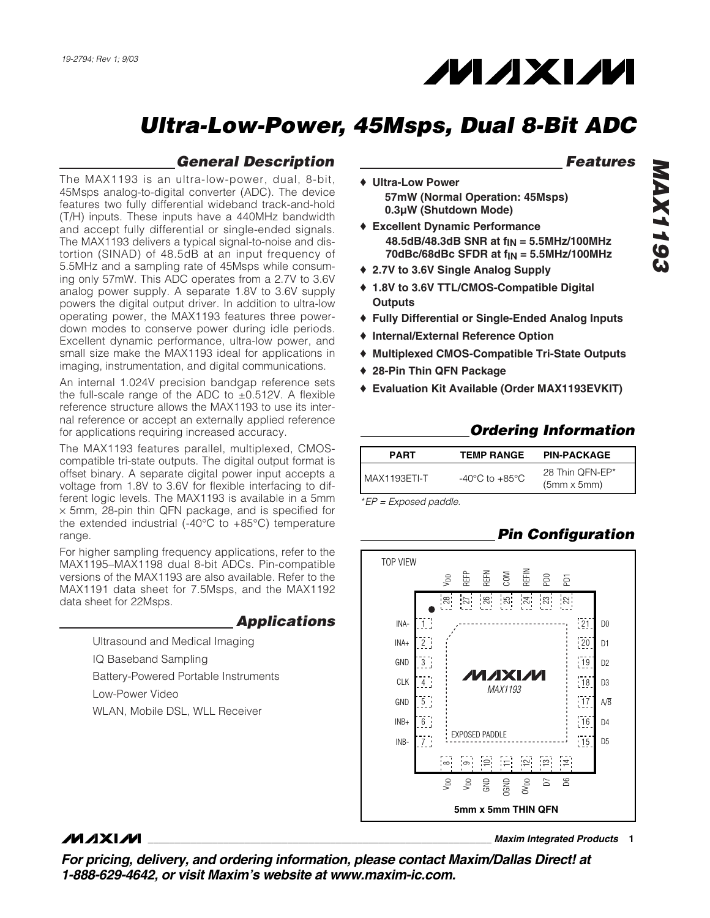19-2794; Rev 1; 9/03

# Ultra-Low-Power, 45Msps, Dual 8-Bit ADC

## General Description

The MAX1193 is an ultra-low-power, dual, 8-bit, 45Msps analog-to-digital converter (ADC). The device features two fully differential wideband track-and-hold (T/H) inputs. These inputs have a 440MHz bandwidth and accept fully differential or single-ended signals. The MAX1193 delivers a typical signal-to-noise and distortion (SINAD) of 48.5dB at an input frequency of 5.5MHz and a sampling rate of 45Msps while consuming only 57mW. This ADC operates from a 2.7V to 3.6V analog power supply. A separate 1.8V to 3.6V supply powers the digital output driver. In addition to ultra-low operating power, the MAX1193 features three power-down modes to conserve power during idle periods. Excellent dynamic performance, ultra-low power, and small size make the MAX1193 ideal for applications in imaging, instrumentation, and digital communications.

An internal 1.024V precision bandgap reference sets the full-scale range of the ADC to ±0.512V. A flexible reference structure allows the MAX1193 to use its internal reference or accept an externally applied reference for applications requiring increased accuracy.

The MAX1193 features parallel, multiplexed, CMOS-compatible tri-state outputs. The digital output format is offset binary. A separate digital power input accepts a voltage from 1.8V to 3.6V for flexible interfacing to different logic levels. The MAX1193 is available in a 5mm × 5mm, 28-pin thin QFN package, and is specified for the extended industrial (-40°C to +85°C) temperature range.

For higher sampling frequency applications, refer to the MAX1195–MAX1198 dual 8-bit ADCs. Pin-compatible versions of the MAX1193 are also available. Refer to the MAX1191 data sheet for 7.5Msps, and the MAX1192 data sheet for 22Msps.

## Applications

Ultrasound and Medical Imaging

IQ Baseband Sampling

Battery-Powered Portable Instruments

Low-Power Video

WLAN, Mobile DSL, WLL Receiver

## Features

- ♦ **Ultra-Low Power**
  - **57mW (Normal Operation: 45Msps)**
  - **0.3µW (Shutdown Mode)**
- ♦ **Excellent Dynamic Performance**
  - **48.5dB/48.3dB SNR at $f_{IN}$ = 5.5MHz/100MHz**
  - **70dBc/68dBc SFDR at $f_{IN}$ = 5.5MHz/100MHz**
- ♦ **2.7V to 3.6V Single Analog Supply**
- ♦ **1.8V to 3.6V TTL/CMOS-Compatible Digital Outputs**
- ♦ **Fully Differential or Single-Ended Analog Inputs**
- ♦ **Internal/External Reference Option**
- ♦ **Multiplexed CMOS-Compatible Tri-State Outputs**
- ♦ **28-Pin Thin QFN Package**
- ♦ **Evaluation Kit Available (Order MAX1193EVKIT)**

## Ordering Information

| PART | TEMP RANGE | PIN-PACKAGE |
|---|---|---|
| MAX1193ETI-T | -40°C to +85°C | 28 Thin QFN-EP* (5mm x 5mm) |

*EP = Exposed paddle.

## Pin Configuration

TOP VIEW

| Pin | Name | Pin | Name |
|---|---|---|---|
| 1 | INA- | 15 | D5 |
| 2 | INA+ | 16 | D4 |
| 3 | GND | 17 | A/$\overline{B}$ |
| 4 | CLK | 18 | D3 |
| 5 | GND | 19 | D2 |
| 6 | INB+ | 20 | D1 |
| 7 | INB- | 21 | D0 |
| 8 | $V_{DD}$ | 22 | PD1 |
| 9 | $V_{DD}$ | 23 | PD0 |
| 10 | GND | 24 | REFIN |
| 11 | OGND | 25 | COM |
| 12 | $OV_{DD}$ | 26 | REFN |
| 13 | D7 | 27 | REFP |
| 14 | D6 | 28 | $V_{DD}$ |

EXPOSED PADDLE

5mm x 5mm THIN QFN

Maxim Integrated Products

**For pricing, delivery, and ordering information, please contact Maxim/Dallas Direct! at 1-888-629-4642, or visit Maxim's website at www.maxim-ic.com.**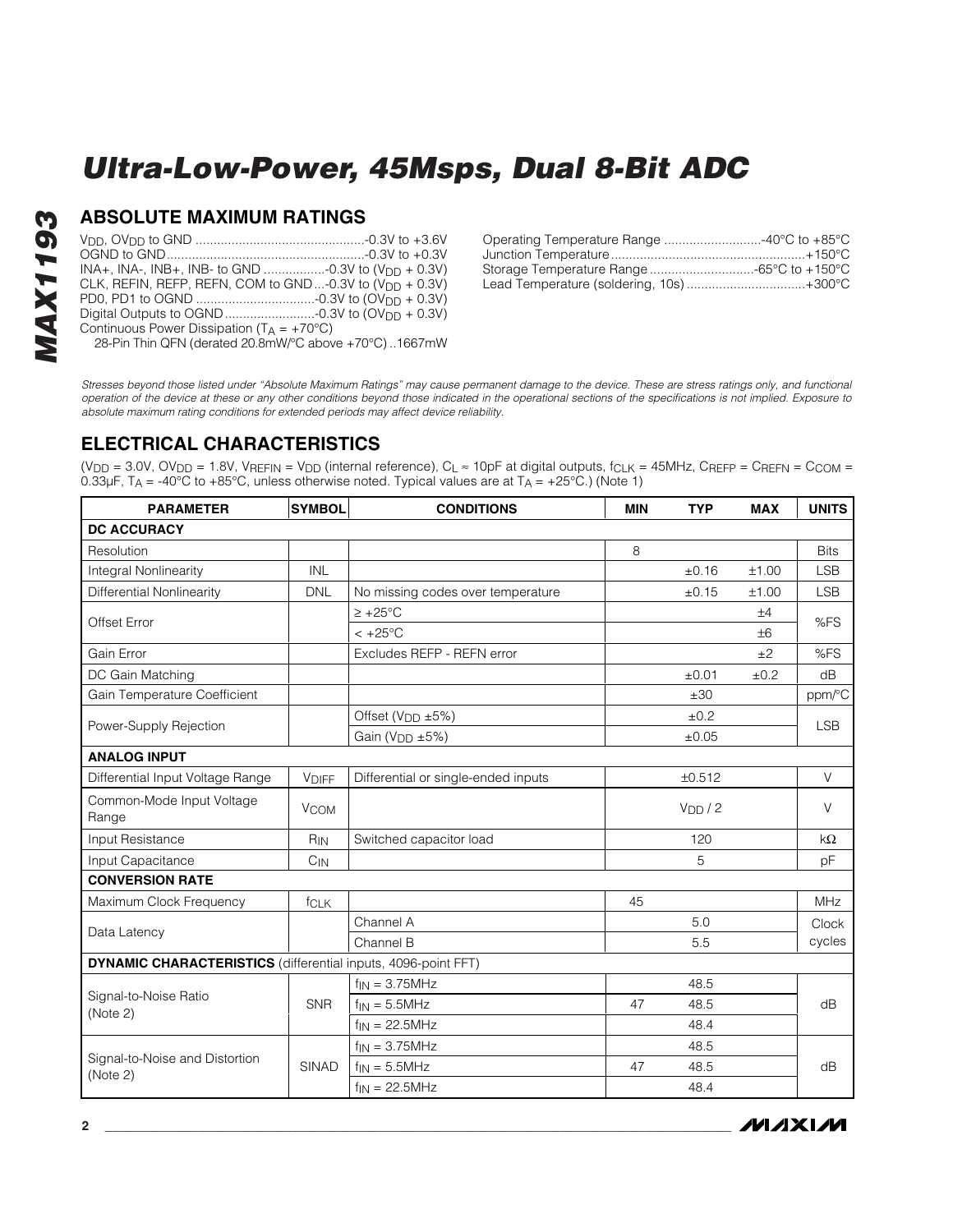## ABSOLUTE MAXIMUM RATINGS

$V_{DD}$, $OV_{DD}$ to GND ..............................................-0.3V to +3.6V
OGND to GND......................................................-0.3V to +0.3V
INA+, INA-, INB+, INB- to GND .................-0.3V to ($V_{DD}$ + 0.3V)
CLK, REFIN, REFP, REFN, COM to GND...-0.3V to ($V_{DD}$ + 0.3V)
PD0, PD1 to OGND .................................-0.3V to ($OV_{DD}$ + 0.3V)
Digital Outputs to OGND.........................-0.3V to ($OV_{DD}$ + 0.3V)
Continuous Power Dissipation ($T_A$ = +70°C)
28-Pin Thin QFN (derated 20.8mW/°C above +70°C) ..1667mW

Operating Temperature Range ...........................-40°C to +85°C
Junction Temperature......................................................+150°C
Storage Temperature Range .............................-65°C to +150°C
Lead Temperature (soldering, 10s) .................................+300°C

*Stresses beyond those listed under "Absolute Maximum Ratings" may cause permanent damage to the device. These are stress ratings only, and functional operation of the device at these or any other conditions beyond those indicated in the operational sections of the specifications is not implied. Exposure to absolute maximum rating conditions for extended periods may affect device reliability.*

## ELECTRICAL CHARACTERISTICS

($V_{DD}$ = 3.0V, $OV_{DD}$ = 1.8V, $V_{REFIN}$ = $V_{DD}$ (internal reference), $C_L$ ≈ 10pF at digital outputs, $f_{CLK}$ = 45MHz, $C_{REFP}$ = $C_{REFN}$ = $C_{COM}$ = 0.33µF, $T_A$ = -40°C to +85°C, unless otherwise noted. Typical values are at $T_A$ = +25°C.) (Note 1)

| PARAMETER | SYMBOL | CONDITIONS | MIN | TYP | MAX | UNITS |
|---|---|---|---|---|---|---|
| **DC ACCURACY** | | | | | | |
| Resolution | | | 8 | | | Bits |
| Integral Nonlinearity | INL | | | ±0.16 | ±1.00 | LSB |
| Differential Nonlinearity | DNL | No missing codes over temperature | | ±0.15 | ±1.00 | LSB |
| Offset Error | | ≥ +25°C | | | ±4 | %FS |
| | | < +25°C | | | ±6 | |
| Gain Error | | Excludes REFP - REFN error | | | ±2 | %FS |
| DC Gain Matching | | | | ±0.01 | ±0.2 | dB |
| Gain Temperature Coefficient | | | | ±30 | | ppm/°C |
| Power-Supply Rejection | | Offset ($V_{DD}$ ±5%) | | ±0.2 | | LSB |
| | | Gain ($V_{DD}$ ±5%) | | ±0.05 | | |
| **ANALOG INPUT** | | | | | | |
| Differential Input Voltage Range | $V_{DIFF}$ | Differential or single-ended inputs | | ±0.512 | | V |
| Common-Mode Input Voltage Range | $V_{COM}$ | | | $V_{DD}$ / 2 | | V |
| Input Resistance | $R_{IN}$ | Switched capacitor load | | 120 | | kΩ |
| Input Capacitance | $C_{IN}$ | | | 5 | | pF |
| **CONVERSION RATE** | | | | | | |
| Maximum Clock Frequency | $f_{CLK}$ | | 45 | | | MHz |
| Data Latency | | Channel A | | 5.0 | | Clock cycles |
| | | Channel B | | 5.5 | | |
| **DYNAMIC CHARACTERISTICS** (differential inputs, 4096-point FFT) | | | | | | |
| Signal-to-Noise Ratio (Note 2) | SNR | $f_{IN}$ = 3.75MHz | | 48.5 | | dB |
| | | $f_{IN}$ = 5.5MHz | 47 | 48.5 | | |
| | | $f_{IN}$ = 22.5MHz | | 48.4 | | |
| Signal-to-Noise and Distortion (Note 2) | SINAD | $f_{IN}$ = 3.75MHz | | 48.5 | | dB |
| | | $f_{IN}$ = 5.5MHz | 47 | 48.5 | | |
| | | $f_{IN}$ = 22.5MHz | | 48.4 | | |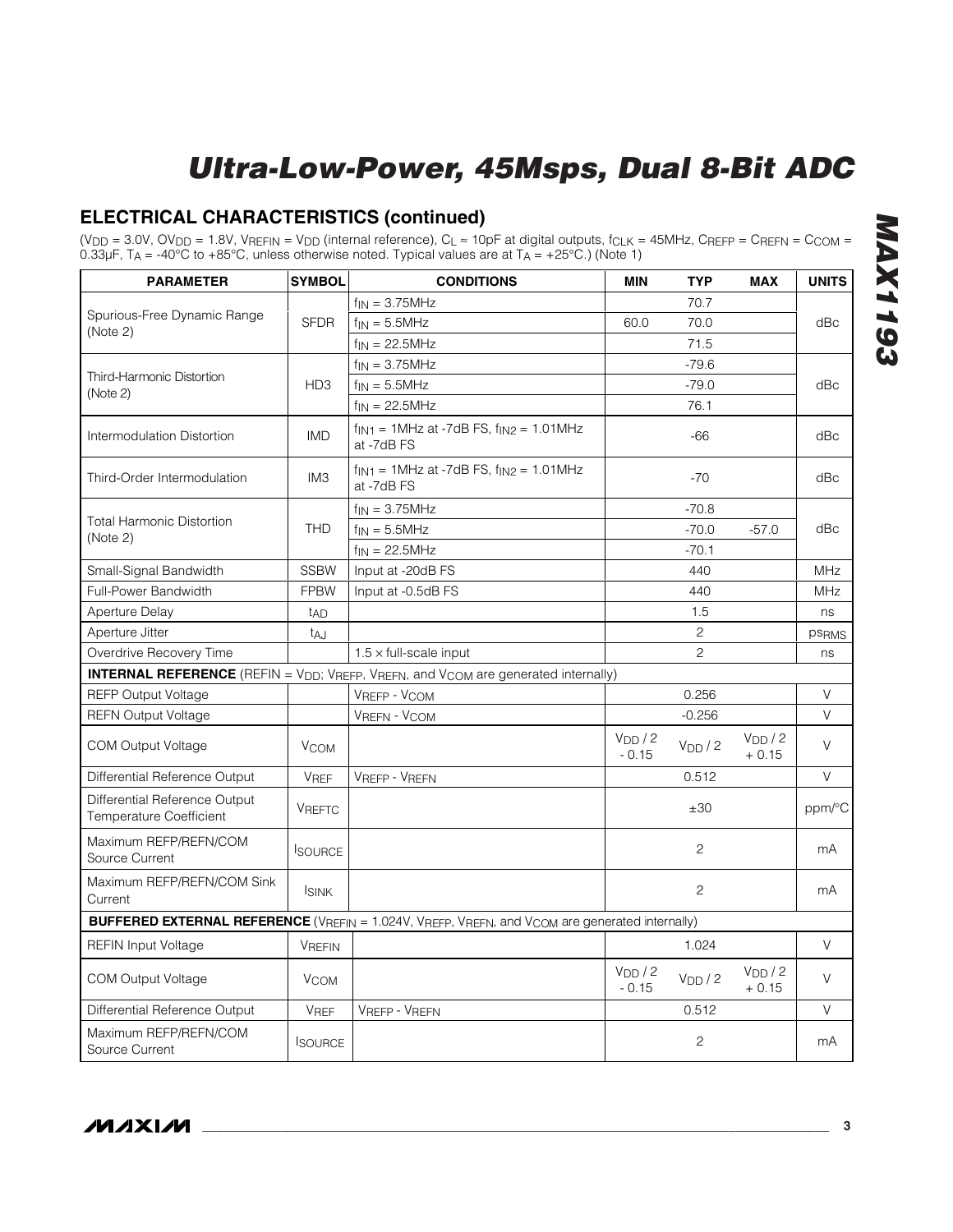## ELECTRICAL CHARACTERISTICS (continued)

($V_{DD}$ = 3.0V, $OV_{DD}$ = 1.8V, $V_{REFIN}$ = $V_{DD}$ (internal reference), $C_L$ ≈ 10pF at digital outputs, $f_{CLK}$ = 45MHz, $C_{REFP}$ = $C_{REFN}$ = $C_{COM}$ = 0.33µF, $T_A$ = -40°C to +85°C, unless otherwise noted. Typical values are at $T_A$ = +25°C.) (Note 1)

| PARAMETER | SYMBOL | CONDITIONS | MIN | TYP | MAX | UNITS |
|---|---|---|---|---|---|---|
| Spurious-Free Dynamic Range (Note 2) | SFDR | $f_{IN}$ = 3.75MHz | | 70.7 | | dBc |
| | | $f_{IN}$ = 5.5MHz | 60.0 | 70.0 | | |
| | | $f_{IN}$ = 22.5MHz | | 71.5 | | |
| Third-Harmonic Distortion (Note 2) | HD3 | $f_{IN}$ = 3.75MHz | | -79.6 | | dBc |
| | | $f_{IN}$ = 5.5MHz | | -79.0 | | |
| | | $f_{IN}$ = 22.5MHz | | 76.1 | | |
| Intermodulation Distortion | IMD | $f_{IN1}$ = 1MHz at -7dB FS, $f_{IN2}$ = 1.01MHz at -7dB FS | | -66 | | dBc |
| Third-Order Intermodulation | IM3 | $f_{IN1}$ = 1MHz at -7dB FS, $f_{IN2}$ = 1.01MHz at -7dB FS | | -70 | | dBc |
| Total Harmonic Distortion (Note 2) | THD | $f_{IN}$ = 3.75MHz | | -70.8 | | dBc |
| | | $f_{IN}$ = 5.5MHz | | -70.0 | -57.0 | |
| | | $f_{IN}$ = 22.5MHz | | -70.1 | | |
| Small-Signal Bandwidth | SSBW | Input at -20dB FS | | 440 | | MHz |
| Full-Power Bandwidth | FPBW | Input at -0.5dB FS | | 440 | | MHz |
| Aperture Delay | $t_{AD}$ | | | 1.5 | | ns |
| Aperture Jitter | $t_{AJ}$ | | | 2 | | $ps_{RMS}$ |
| Overdrive Recovery Time | | 1.5 × full-scale input | | 2 | | ns |
| **INTERNAL REFERENCE** (REFIN = $V_{DD}$; $V_{REFP}$, $V_{REFN}$, and $V_{COM}$ are generated internally) | | | | | | |
| REFP Output Voltage | | $V_{REFP}$ - $V_{COM}$ | | 0.256 | | V |
| REFN Output Voltage | | $V_{REFN}$ - $V_{COM}$ | | -0.256 | | V |
| COM Output Voltage | $V_{COM}$ | | $V_{DD}$ / 2 - 0.15 | $V_{DD}$ / 2 | $V_{DD}$ / 2 + 0.15 | V |
| Differential Reference Output | $V_{REF}$ | $V_{REFP}$ - $V_{REFN}$ | | 0.512 | | V |
| Differential Reference Output Temperature Coefficient | $V_{REFTC}$ | | | ±30 | | ppm/°C |
| Maximum REFP/REFN/COM Source Current | $I_{SOURCE}$ | | | 2 | | mA |
| Maximum REFP/REFN/COM Sink Current | $I_{SINK}$ | | | 2 | | mA |
| **BUFFERED EXTERNAL REFERENCE** ($V_{REFIN}$ = 1.024V, $V_{REFP}$, $V_{REFN}$, and $V_{COM}$ are generated internally) | | | | | | |
| REFIN Input Voltage | $V_{REFIN}$ | | | 1.024 | | V |
| COM Output Voltage | $V_{COM}$ | | $V_{DD}$ / 2 - 0.15 | $V_{DD}$ / 2 | $V_{DD}$ / 2 + 0.15 | V |
| Differential Reference Output | $V_{REF}$ | $V_{REFP}$ - $V_{REFN}$ | | 0.512 | | V |
| Maximum REFP/REFN/COM Source Current | $I_{SOURCE}$ | | | 2 | | mA |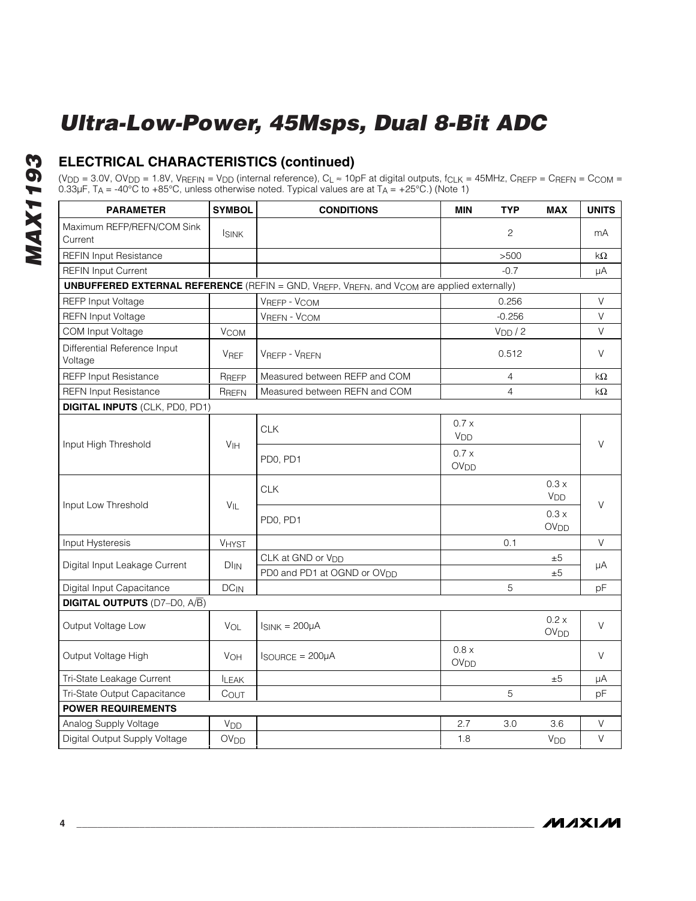# Ultra-Low-Power, 45Msps, Dual 8-Bit ADC

## ELECTRICAL CHARACTERISTICS (continued)

($V_{DD}$ = 3.0V, $OV_{DD}$ = 1.8V, $V_{REFIN}$ = $V_{DD}$ (internal reference), $C_L \approx$ 10pF at digital outputs, $f_{CLK}$ = 45MHz, $C_{REFP}$ = $C_{REFN}$ = $C_{COM}$ = 0.33µF, $T_A$ = -40°C to +85°C, unless otherwise noted. Typical values are at $T_A$ = +25°C.) (Note 1)

| PARAMETER | SYMBOL | CONDITIONS | MIN | TYP | MAX | UNITS |
|---|---|---|---|---|---|---|
| Maximum REFP/REFN/COM Sink Current | $I_{SINK}$ | | | 2 | | mA |
| REFIN Input Resistance | | | | >500 | | kΩ |
| REFIN Input Current | | | | -0.7 | | µA |
| **UNBUFFERED EXTERNAL REFERENCE** (REFIN = GND, $V_{REFP}$, $V_{REFN}$, and $V_{COM}$ are applied externally) | | | | | | |
| REFP Input Voltage | | $V_{REFP}$ - $V_{COM}$ | | 0.256 | | V |
| REFN Input Voltage | | $V_{REFN}$ - $V_{COM}$ | | -0.256 | | V |
| COM Input Voltage | $V_{COM}$ | | | $V_{DD}$ / 2 | | V |
| Differential Reference Input Voltage | $V_{REF}$ | $V_{REFP}$ - $V_{REFN}$ | | 0.512 | | V |
| REFP Input Resistance | $R_{REFP}$ | Measured between REFP and COM | | 4 | | kΩ |
| REFN Input Resistance | $R_{REFN}$ | Measured between REFN and COM | | 4 | | kΩ |
| **DIGITAL INPUTS** (CLK, PD0, PD1) | | | | | | |
| Input High Threshold | $V_{IH}$ | CLK | 0.7 x $V_{DD}$ | | | V |
| | | PD0, PD1 | 0.7 x $OV_{DD}$ | | | |
| Input Low Threshold | $V_{IL}$ | CLK | | | 0.3 x $V_{DD}$ | V |
| | | PD0, PD1 | | | 0.3 x $OV_{DD}$ | |
| Input Hysteresis | $V_{HYST}$ | | | 0.1 | | V |
| Digital Input Leakage Current | $DI_{IN}$ | CLK at GND or $V_{DD}$ | | | ±5 | µA |
| | | PD0 and PD1 at OGND or $OV_{DD}$ | | | ±5 | |
| Digital Input Capacitance | $DC_{IN}$ | | | 5 | | pF |
| **DIGITAL OUTPUTS** (D7–D0, A/$\overline{B}$) | | | | | | |
| Output Voltage Low | $V_{OL}$ | $I_{SINK}$ = 200µA | | | 0.2 x $OV_{DD}$ | V |
| Output Voltage High | $V_{OH}$ | $I_{SOURCE}$ = 200µA | 0.8 x $OV_{DD}$ | | | V |
| Tri-State Leakage Current | $I_{LEAK}$ | | | | ±5 | µA |
| Tri-State Output Capacitance | $C_{OUT}$ | | | 5 | | pF |
| **POWER REQUIREMENTS** | | | | | | |
| Analog Supply Voltage | $V_{DD}$ | | 2.7 | 3.0 | 3.6 | V |
| Digital Output Supply Voltage | $OV_{DD}$ | | 1.8 | | $V_{DD}$ | V |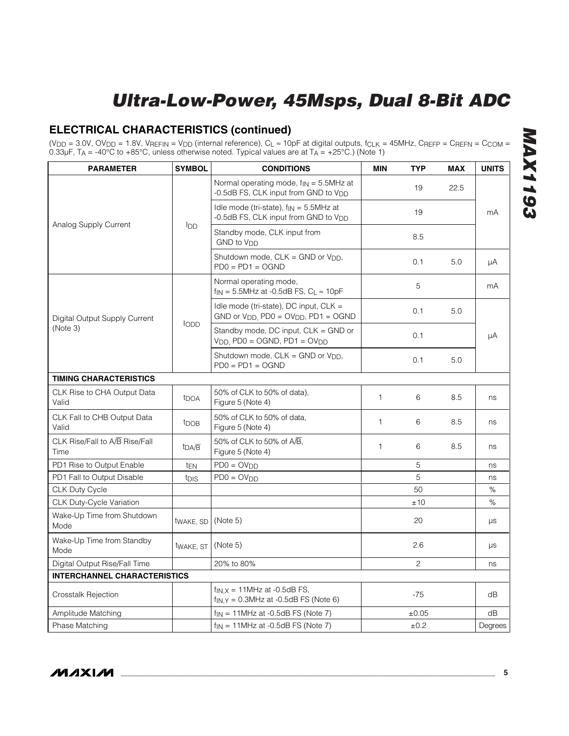## ELECTRICAL CHARACTERISTICS (continued)

($V_{DD}$ = 3.0V, $OV_{DD}$ = 1.8V, $V_{REFIN}$ = $V_{DD}$ (internal reference), $C_L \approx$ 10pF at digital outputs, $f_{CLK}$ = 45MHz, $C_{REFP}$ = $C_{REFN}$ = $C_{COM}$ = 0.33µF, $T_A$ = -40°C to +85°C, unless otherwise noted. Typical values are at $T_A$ = +25°C.) (Note 1)

| PARAMETER | SYMBOL | CONDITIONS | MIN | TYP | MAX | UNITS |
|---|---|---|---|---|---|---|
| Analog Supply Current | $I_{DD}$ | Normal operating mode, $f_{IN}$ = 5.5MHz at -0.5dB FS, CLK input from GND to $V_{DD}$ | | 19 | 22.5 | mA |
| | | Idle mode (tri-state), $f_{IN}$ = 5.5MHz at -0.5dB FS, CLK input from GND to $V_{DD}$ | | 19 | | mA |
| | | Standby mode, CLK input from GND to $V_{DD}$ | | 8.5 | | mA |
| | | Shutdown mode, CLK = GND or $V_{DD}$, PD0 = PD1 = OGND | | 0.1 | 5.0 | µA |
| Digital Output Supply Current (Note 3) | $I_{ODD}$ | Normal operating mode, $f_{IN}$ = 5.5MHz at -0.5dB FS, $C_L \approx$ 10pF | | 5 | | mA |
| | | Idle mode (tri-state), DC input, CLK = GND or $V_{DD}$, PD0 = $OV_{DD}$, PD1 = OGND | | 0.1 | 5.0 | µA |
| | | Standby mode, DC input, CLK = GND or $V_{DD}$, PD0 = OGND, PD1 = $OV_{DD}$ | | 0.1 | | µA |
| | | Shutdown mode, CLK = GND or $V_{DD}$, PD0 = PD1 = OGND | | 0.1 | 5.0 | µA |
| **TIMING CHARACTERISTICS** | | | | | | |
| CLK Rise to CHA Output Data Valid | $t_{DOA}$ | 50% of CLK to 50% of data), Figure 5 (Note 4) | 1 | 6 | 8.5 | ns |
| CLK Fall to CHB Output Data Valid | $t_{DOB}$ | 50% of CLK to 50% of data, Figure 5 (Note 4) | 1 | 6 | 8.5 | ns |
| CLK Rise/Fall to $A/\overline{B}$ Rise/Fall Time | $t_{DA/\overline{B}}$ | 50% of CLK to 50% of $A/\overline{B}$, Figure 5 (Note 4) | 1 | 6 | 8.5 | ns |
| PD1 Rise to Output Enable | $t_{EN}$ | PD0 = $OV_{DD}$ | | 5 | | ns |
| PD1 Fall to Output Disable | $t_{DIS}$ | PD0 = $OV_{DD}$ | | 5 | | ns |
| CLK Duty Cycle | | | | 50 | | % |
| CLK Duty-Cycle Variation | | | | ±10 | | % |
| Wake-Up Time from Shutdown Mode | $t_{WAKE, SD}$ | (Note 5) | | 20 | | µs |
| Wake-Up Time from Standby Mode | $t_{WAKE, ST}$ | (Note 5) | | 2.6 | | µs |
| Digital Output Rise/Fall Time | | 20% to 80% | | 2 | | ns |
| **INTERCHANNEL CHARACTERISTICS** | | | | | | |
| Crosstalk Rejection | | $f_{IN,X}$ = 11MHz at -0.5dB FS, $f_{IN,Y}$ = 0.3MHz at -0.5dB FS (Note 6) | | -75 | | dB |
| Amplitude Matching | | $f_{IN}$ = 11MHz at -0.5dB FS (Note 7) | | ±0.05 | | dB |
| Phase Matching | | $f_{IN}$ = 11MHz at -0.5dB FS (Note 7) | | ±0.2 | | Degrees |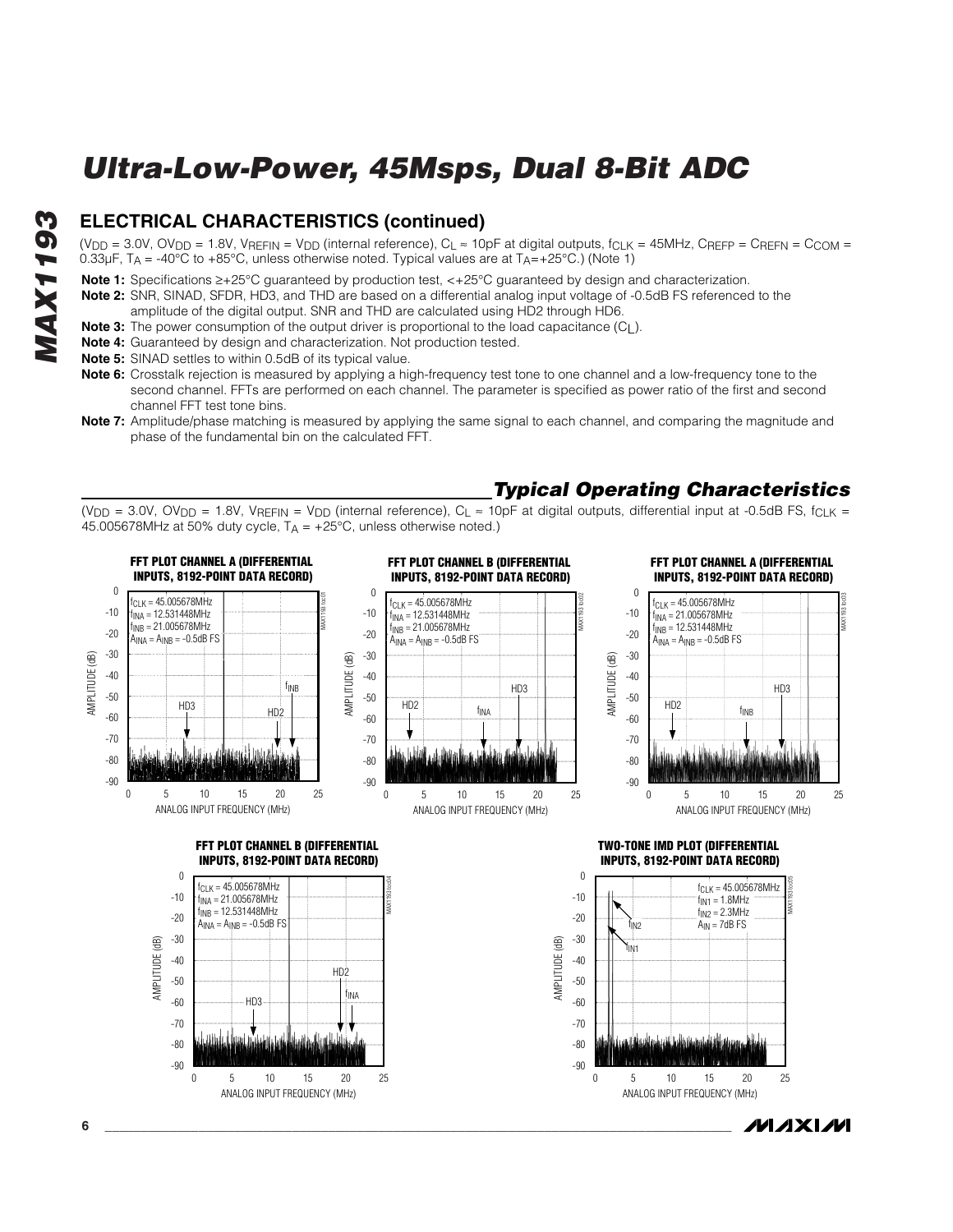## ELECTRICAL CHARACTERISTICS (continued)

($V_{DD}$ = 3.0V, $OV_{DD}$ = 1.8V, $V_{REFIN}$ = $V_{DD}$ (internal reference), $C_L \approx$ 10pF at digital outputs, $f_{CLK}$ = 45MHz, $C_{REFP}$ = $C_{REFN}$ = $C_{COM}$ = 0.33µF, $T_A$ = -40°C to +85°C, unless otherwise noted. Typical values are at $T_A$=+25°C.) (Note 1)

**Note 1:** Specifications ≥+25°C guaranteed by production test, <+25°C guaranteed by design and characterization.

**Note 2:** SNR, SINAD, SFDR, HD3, and THD are based on a differential analog input voltage of -0.5dB FS referenced to the amplitude of the digital output. SNR and THD are calculated using HD2 through HD6.

**Note 3:** The power consumption of the output driver is proportional to the load capacitance ($C_L$).

**Note 4:** Guaranteed by design and characterization. Not production tested.

**Note 5:** SINAD settles to within 0.5dB of its typical value.

**Note 6:** Crosstalk rejection is measured by applying a high-frequency test tone to one channel and a low-frequency tone to the second channel. FFTs are performed on each channel. The parameter is specified as power ratio of the first and second channel FFT test tone bins.

**Note 7:** Amplitude/phase matching is measured by applying the same signal to each channel, and comparing the magnitude and phase of the fundamental bin on the calculated FFT.

## *Typical Operating Characteristics*

($V_{DD}$ = 3.0V, $OV_{DD}$ = 1.8V, $V_{REFIN}$ = $V_{DD}$ (internal reference), $C_L \approx$ 10pF at digital outputs, differential input at -0.5dB FS, $f_{CLK}$ = 45.005678MHz at 50% duty cycle, $T_A$ = +25°C, unless otherwise noted.)

**FFT PLOT CHANNEL A (DIFFERENTIAL INPUTS, 8192-POINT DATA RECORD)**

$f_{CLK}$ = 45.005678MHz, $f_{INA}$ = 12.531448MHz, $f_{INB}$ = 21.005678MHz, $A_{INA}$ = $A_{INB}$ = -0.5dB FS

**FFT PLOT CHANNEL B (DIFFERENTIAL INPUTS, 8192-POINT DATA RECORD)**

$f_{CLK}$ = 45.005678MHz, $f_{INA}$ = 12.531448MHz, $f_{INB}$ = 21.005678MHz, $A_{INA}$ = $A_{INB}$ = -0.5dB FS

**FFT PLOT CHANNEL A (DIFFERENTIAL INPUTS, 8192-POINT DATA RECORD)**

$f_{CLK}$ = 45.005678MHz, $f_{INA}$ = 21.005678MHz, $f_{INB}$ = 12.531448MHz, $A_{INA}$ = $A_{INB}$ = -0.5dB FS

**FFT PLOT CHANNEL B (DIFFERENTIAL INPUTS, 8192-POINT DATA RECORD)**

$f_{CLK}$ = 45.005678MHz, $f_{INA}$ = 21.005678MHz, $f_{INB}$ = 12.531448MHz, $A_{INA}$ = $A_{INB}$ = -0.5dB FS

**TWO-TONE IMD PLOT (DIFFERENTIAL INPUTS, 8192-POINT DATA RECORD)**

$f_{CLK}$ = 45.005678MHz, $f_{IN1}$ = 1.8MHz, $f_{IN2}$ = 2.3MHz, $A_{IN}$ = 7dB FS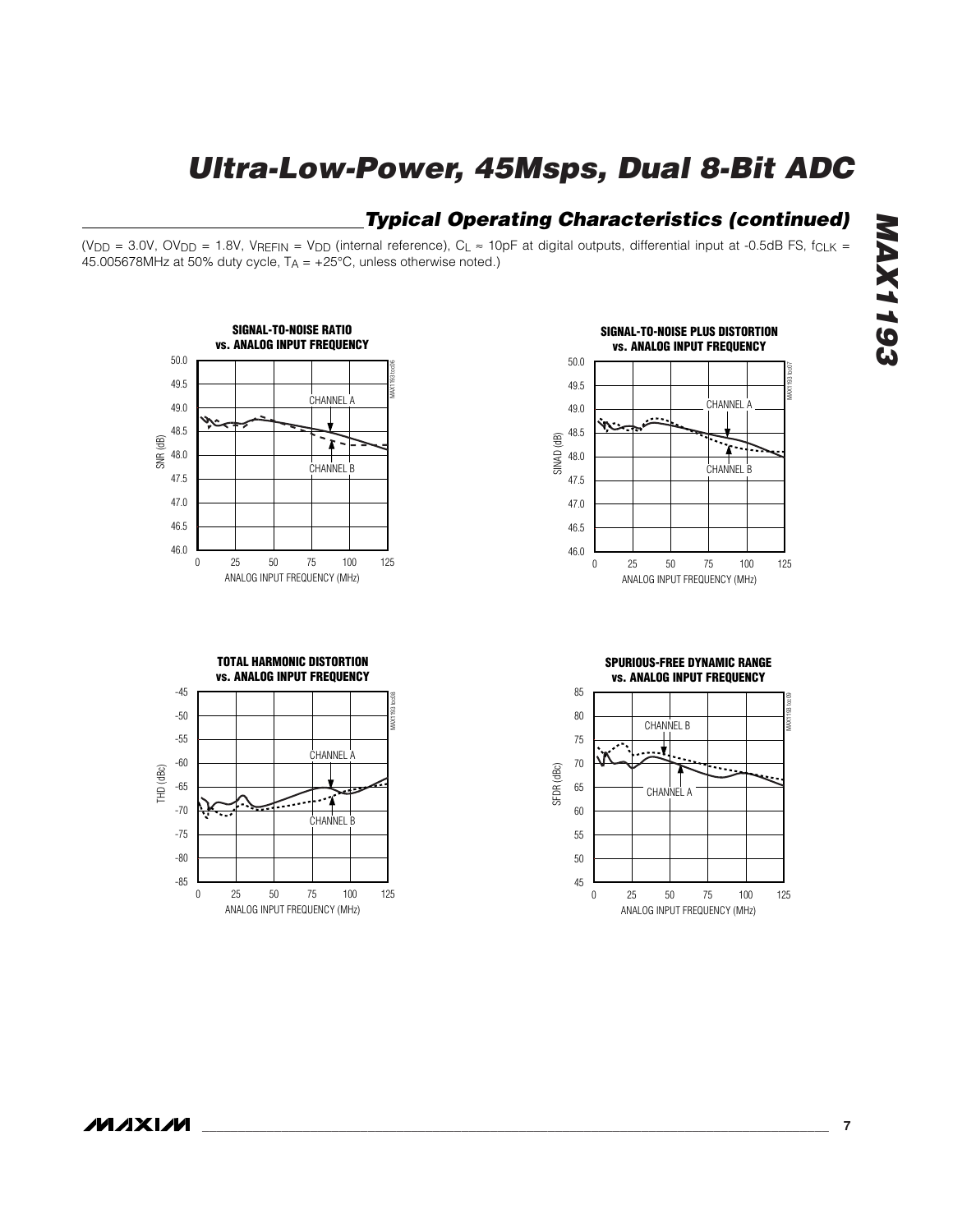## Typical Operating Characteristics (continued)

($V_{DD}$ = 3.0V, $OV_{DD}$ = 1.8V, $V_{REFIN}$ = $V_{DD}$ (internal reference), $C_L \approx$ 10pF at digital outputs, differential input at -0.5dB FS, $f_{CLK}$ = 45.005678MHz at 50% duty cycle, $T_A$ = +25°C, unless otherwise noted.)

**SIGNAL-TO-NOISE RATIO vs. ANALOG INPUT FREQUENCY**

**SIGNAL-TO-NOISE PLUS DISTORTION vs. ANALOG INPUT FREQUENCY**

**TOTAL HARMONIC DISTORTION vs. ANALOG INPUT FREQUENCY**

**SPURIOUS-FREE DYNAMIC RANGE vs. ANALOG INPUT FREQUENCY**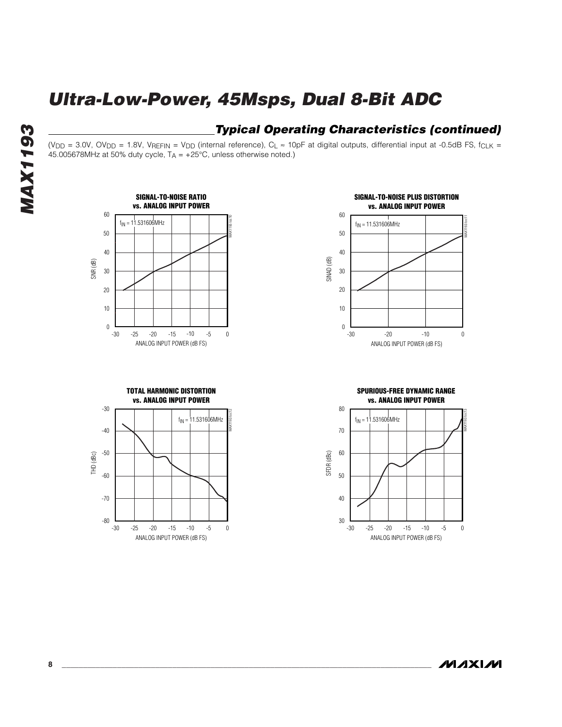## Typical Operating Characteristics (continued)

($V_{DD}$ = 3.0V, $OV_{DD}$ = 1.8V, $V_{REFIN}$ = $V_{DD}$ (internal reference), $C_L \approx$ 10pF at digital outputs, differential input at -0.5dB FS, $f_{CLK}$ = 45.005678MHz at 50% duty cycle, $T_A$ = +25°C, unless otherwise noted.)

**SIGNAL-TO-NOISE RATIO vs. ANALOG INPUT POWER**

$f_{IN}$ = 11.531606MHz

SNR (dB) vs. ANALOG INPUT POWER (dB FS)

**SIGNAL-TO-NOISE PLUS DISTORTION vs. ANALOG INPUT POWER**

$f_{IN}$ = 11.531606MHz

SINAD (dB) vs. ANALOG INPUT POWER (dB FS)

**TOTAL HARMONIC DISTORTION vs. ANALOG INPUT POWER**

$f_{IN}$ = 11.531606MHz

THD (dBc) vs. ANALOG INPUT POWER (dB FS)

**SPURIOUS-FREE DYNAMIC RANGE vs. ANALOG INPUT POWER**

$f_{IN}$ = 11.531606MHz

SFDR (dBc) vs. ANALOG INPUT POWER (dB FS)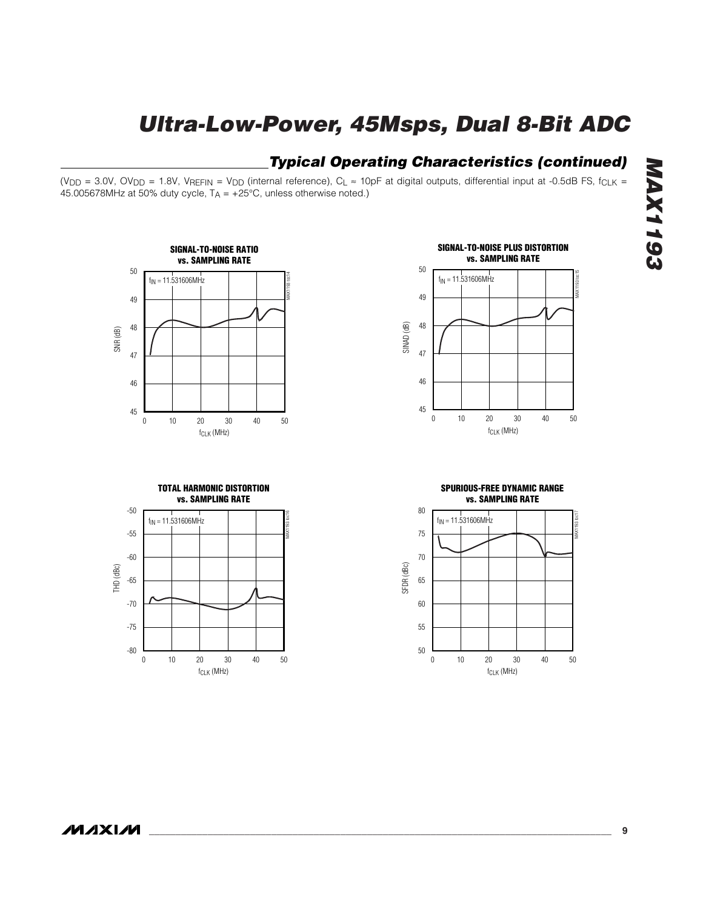## Typical Operating Characteristics (continued)

($V_{DD}$ = 3.0V, $OV_{DD}$ = 1.8V, $V_{REFIN}$ = $V_{DD}$ (internal reference), $C_L \approx$ 10pF at digital outputs, differential input at -0.5dB FS, $f_{CLK}$ = 45.005678MHz at 50% duty cycle, $T_A$ = +25°C, unless otherwise noted.)

**SIGNAL-TO-NOISE RATIO vs. SAMPLING RATE**

$f_{IN}$ = 11.531606MHz

SNR (dB) vs. $f_{CLK}$ (MHz)

**SIGNAL-TO-NOISE PLUS DISTORTION vs. SAMPLING RATE**

$f_{IN}$ = 11.531606MHz

SINAD (dB) vs. $f_{CLK}$ (MHz)

**TOTAL HARMONIC DISTORTION vs. SAMPLING RATE**

$f_{IN}$ = 11.531606MHz

THD (dBc) vs. $f_{CLK}$ (MHz)

**SPURIOUS-FREE DYNAMIC RANGE vs. SAMPLING RATE**

$f_{IN}$ = 11.531606MHz

SFDR (dBc) vs. $f_{CLK}$ (MHz)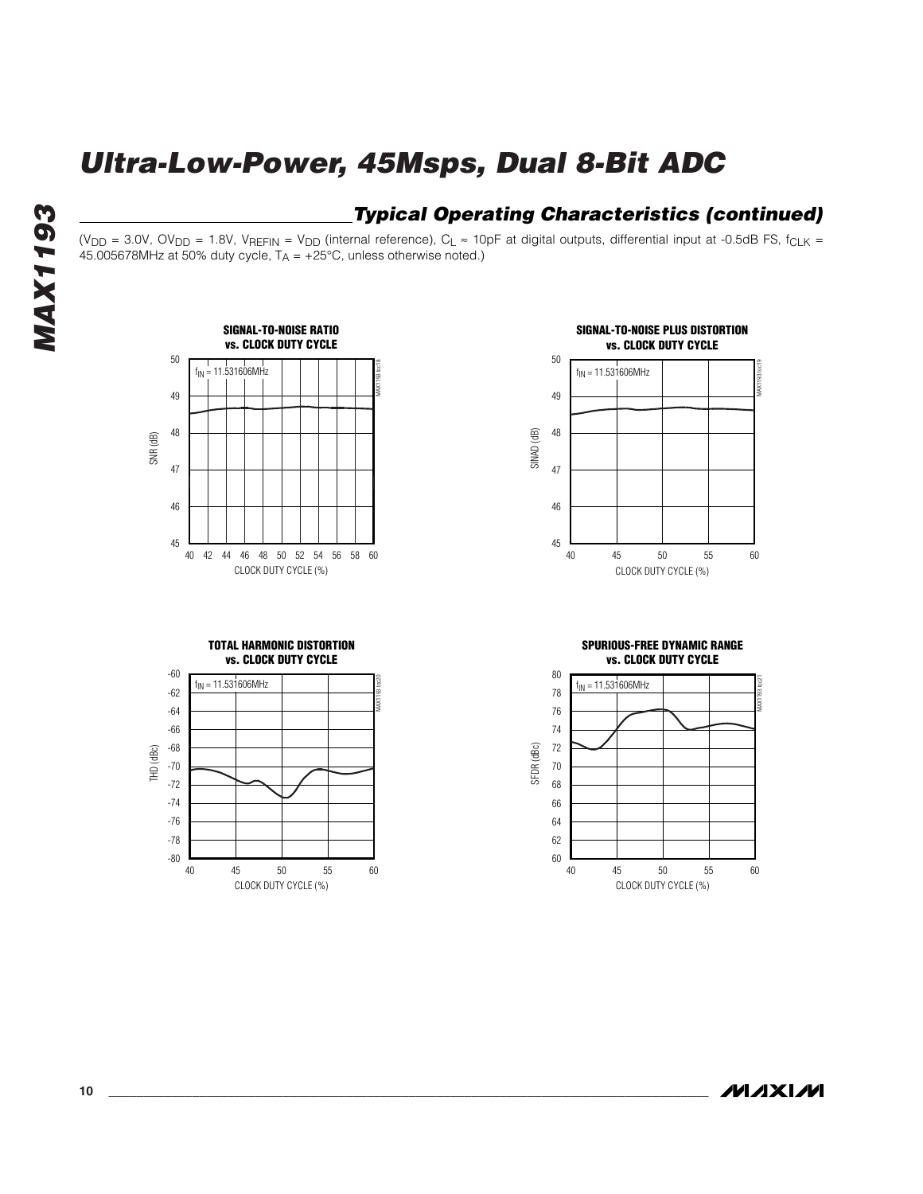## Typical Operating Characteristics (continued)

($V_{DD}$ = 3.0V, $OV_{DD}$ = 1.8V, $V_{REFIN}$ = $V_{DD}$ (internal reference), $C_L \approx$ 10pF at digital outputs, differential input at -0.5dB FS, $f_{CLK}$ = 45.005678MHz at 50% duty cycle, $T_A$ = +25°C, unless otherwise noted.)

**SIGNAL-TO-NOISE RATIO vs. CLOCK DUTY CYCLE**

$f_{IN}$ = 11.531606MHz

SNR (dB): 45 to 50; CLOCK DUTY CYCLE (%): 40 to 60

**SIGNAL-TO-NOISE PLUS DISTORTION vs. CLOCK DUTY CYCLE**

$f_{IN}$ = 11.531606MHz

SINAD (dB): 45 to 50; CLOCK DUTY CYCLE (%): 40 to 60

**TOTAL HARMONIC DISTORTION vs. CLOCK DUTY CYCLE**

$f_{IN}$ = 11.531606MHz

THD (dBc): -80 to -60; CLOCK DUTY CYCLE (%): 40 to 60

**SPURIOUS-FREE DYNAMIC RANGE vs. CLOCK DUTY CYCLE**

$f_{IN}$ = 11.531606MHz

SFDR (dBc): 60 to 80; CLOCK DUTY CYCLE (%): 40 to 60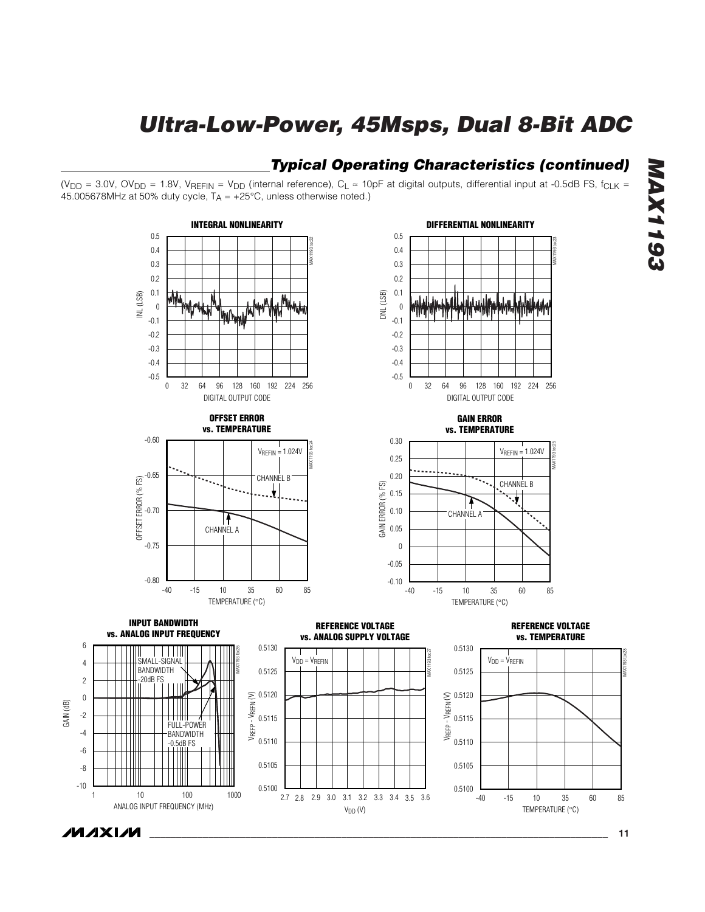## Typical Operating Characteristics (continued)

($V_{DD}$ = 3.0V, $OV_{DD}$ = 1.8V, $V_{REFIN}$ = $V_{DD}$ (internal reference), $C_L$ ≈ 10pF at digital outputs, differential input at -0.5dB FS, $f_{CLK}$ = 45.005678MHz at 50% duty cycle, $T_A$ = +25°C, unless otherwise noted.)

**INTEGRAL NONLINEARITY**

INL (LSB) vs. DIGITAL OUTPUT CODE

**DIFFERENTIAL NONLINEARITY**

DNL (LSB) vs. DIGITAL OUTPUT CODE

**OFFSET ERROR vs. TEMPERATURE**

$V_{REFIN}$ = 1.024V; OFFSET ERROR (% FS) vs. TEMPERATURE (°C); CHANNEL A, CHANNEL B

**GAIN ERROR vs. TEMPERATURE**

$V_{REFIN}$ = 1.024V; GAIN ERROR (% FS) vs. TEMPERATURE (°C); CHANNEL A, CHANNEL B

**INPUT BANDWIDTH vs. ANALOG INPUT FREQUENCY**

GAIN (dB) vs. ANALOG INPUT FREQUENCY (MHz); SMALL-SIGNAL BANDWIDTH -20dB FS; FULL-POWER BANDWIDTH -0.5dB FS

**REFERENCE VOLTAGE vs. ANALOG SUPPLY VOLTAGE**

$V_{DD}$ = $V_{REFIN}$; $V_{REFP}$ - $V_{REFN}$ (V) vs. $V_{DD}$ (V)

**REFERENCE VOLTAGE vs. TEMPERATURE**

$V_{DD}$ = $V_{REFIN}$; $V_{REFP}$ - $V_{REFN}$ (V) vs. TEMPERATURE (°C)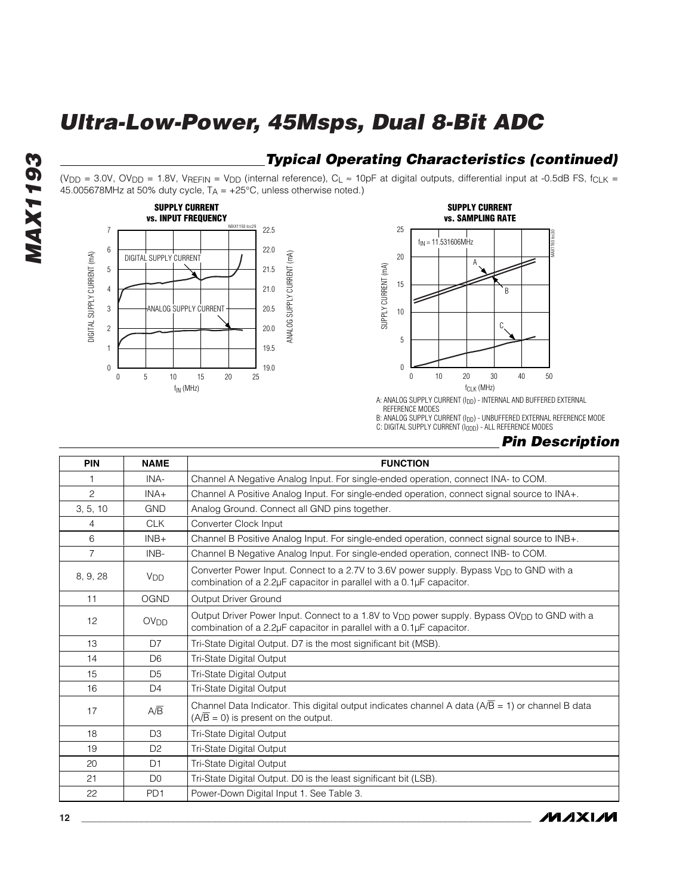# Ultra-Low-Power, 45Msps, Dual 8-Bit ADC

## Typical Operating Characteristics (continued)

($V_{DD}$ = 3.0V, $OV_{DD}$ = 1.8V, $V_{REFIN}$ = $V_{DD}$ (internal reference), $C_L \approx$ 10pF at digital outputs, differential input at -0.5dB FS, $f_{CLK}$ = 45.005678MHz at 50% duty cycle, $T_A$ = +25°C, unless otherwise noted.)

A: ANALOG SUPPLY CURRENT ($I_{DD}$) - INTERNAL AND BUFFERED EXTERNAL REFERENCE MODES
B: ANALOG SUPPLY CURRENT ($I_{DD}$) - UNBUFFERED EXTERNAL REFERENCE MODE
C: DIGITAL SUPPLY CURRENT ($I_{ODD}$) - ALL REFERENCE MODES

## Pin Description

| PIN | NAME | FUNCTION |
|---|---|---|
| 1 | INA- | Channel A Negative Analog Input. For single-ended operation, connect INA- to COM. |
| 2 | INA+ | Channel A Positive Analog Input. For single-ended operation, connect signal source to INA+. |
| 3, 5, 10 | GND | Analog Ground. Connect all GND pins together. |
| 4 | CLK | Converter Clock Input |
| 6 | INB+ | Channel B Positive Analog Input. For single-ended operation, connect signal source to INB+. |
| 7 | INB- | Channel B Negative Analog Input. For single-ended operation, connect INB- to COM. |
| 8, 9, 28 | $V_{DD}$ | Converter Power Input. Connect to a 2.7V to 3.6V power supply. Bypass $V_{DD}$ to GND with a combination of a 2.2µF capacitor in parallel with a 0.1µF capacitor. |
| 11 | OGND | Output Driver Ground |
| 12 | $OV_{DD}$ | Output Driver Power Input. Connect to a 1.8V to $V_{DD}$ power supply. Bypass $OV_{DD}$ to GND with a combination of a 2.2µF capacitor in parallel with a 0.1µF capacitor. |
| 13 | D7 | Tri-State Digital Output. D7 is the most significant bit (MSB). |
| 14 | D6 | Tri-State Digital Output |
| 15 | D5 | Tri-State Digital Output |
| 16 | D4 | Tri-State Digital Output |
| 17 | $A/\overline{B}$ | Channel Data Indicator. This digital output indicates channel A data ($A/\overline{B}$ = 1) or channel B data ($A/\overline{B}$ = 0) is present on the output. |
| 18 | D3 | Tri-State Digital Output |
| 19 | D2 | Tri-State Digital Output |
| 20 | D1 | Tri-State Digital Output |
| 21 | D0 | Tri-State Digital Output. D0 is the least significant bit (LSB). |
| 22 | PD1 | Power-Down Digital Input 1. See Table 3. |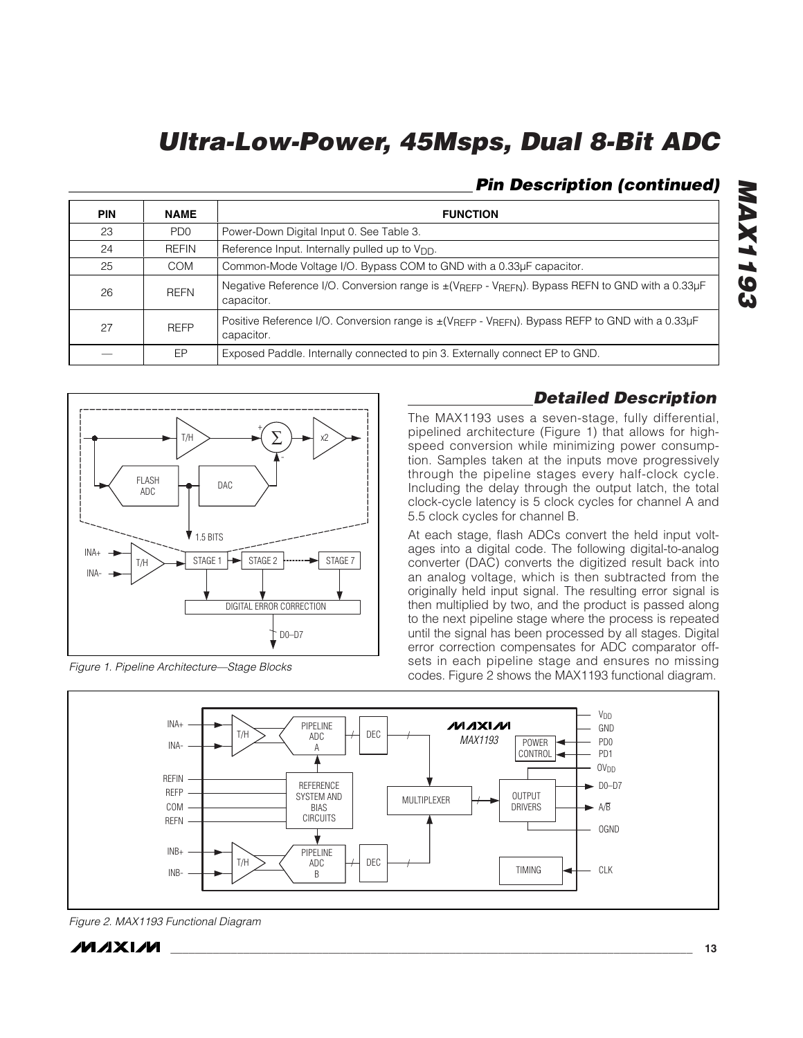## Pin Description (continued)

| PIN | NAME | FUNCTION |
|---|---|---|
| 23 | PD0 | Power-Down Digital Input 0. See Table 3. |
| 24 | REFIN | Reference Input. Internally pulled up to $V_{DD}$. |
| 25 | COM | Common-Mode Voltage I/O. Bypass COM to GND with a 0.33µF capacitor. |
| 26 | REFN | Negative Reference I/O. Conversion range is $\pm(V_{REFP} - V_{REFN})$. Bypass REFN to GND with a 0.33µF capacitor. |
| 27 | REFP | Positive Reference I/O. Conversion range is $\pm(V_{REFP} - V_{REFN})$. Bypass REFP to GND with a 0.33µF capacitor. |
| — | EP | Exposed Paddle. Internally connected to pin 3. Externally connect EP to GND. |

Figure 1. Pipeline Architecture—Stage Blocks

## Detailed Description

The MAX1193 uses a seven-stage, fully differential, pipelined architecture (Figure 1) that allows for high-speed conversion while minimizing power consumption. Samples taken at the inputs move progressively through the pipeline stages every half-clock cycle. Including the delay through the output latch, the total clock-cycle latency is 5 clock cycles for channel A and 5.5 clock cycles for channel B.

At each stage, flash ADCs convert the held input voltages into a digital code. The following digital-to-analog converter (DAC) converts the digitized result back into an analog voltage, which is then subtracted from the originally held input signal. The resulting error signal is then multiplied by two, and the product is passed along to the next pipeline stage where the process is repeated until the signal has been processed by all stages. Digital error correction compensates for ADC comparator offsets in each pipeline stage and ensures no missing codes. Figure 2 shows the MAX1193 functional diagram.

Figure 2. MAX1193 Functional Diagram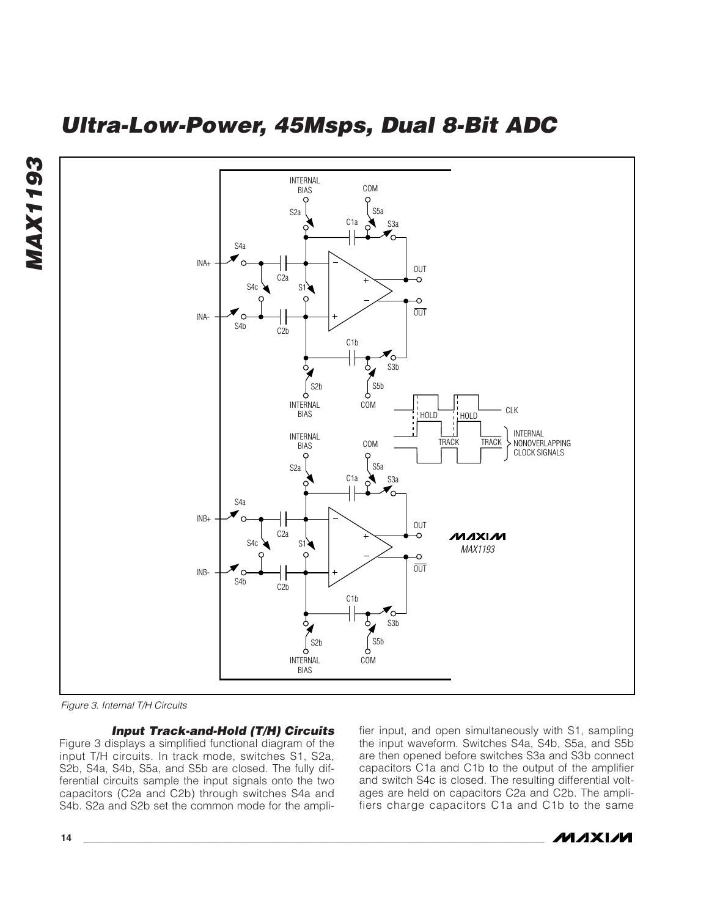Figure 3. Internal T/H Circuits

### Input Track-and-Hold (T/H) Circuits

Figure 3 displays a simplified functional diagram of the input T/H circuits. In track mode, switches S1, S2a, S2b, S4a, S4b, S5a, and S5b are closed. The fully differential circuits sample the input signals onto the two capacitors (C2a and C2b) through switches S4a and S4b. S2a and S2b set the common mode for the amplifier input, and open simultaneously with S1, sampling the input waveform. Switches S4a, S4b, S5a, and S5b are then opened before switches S3a and S3b connect capacitors C1a and C1b to the output of the amplifier and switch S4c is closed. The resulting differential voltages are held on capacitors C2a and C2b. The amplifiers charge capacitors C1a and C1b to the same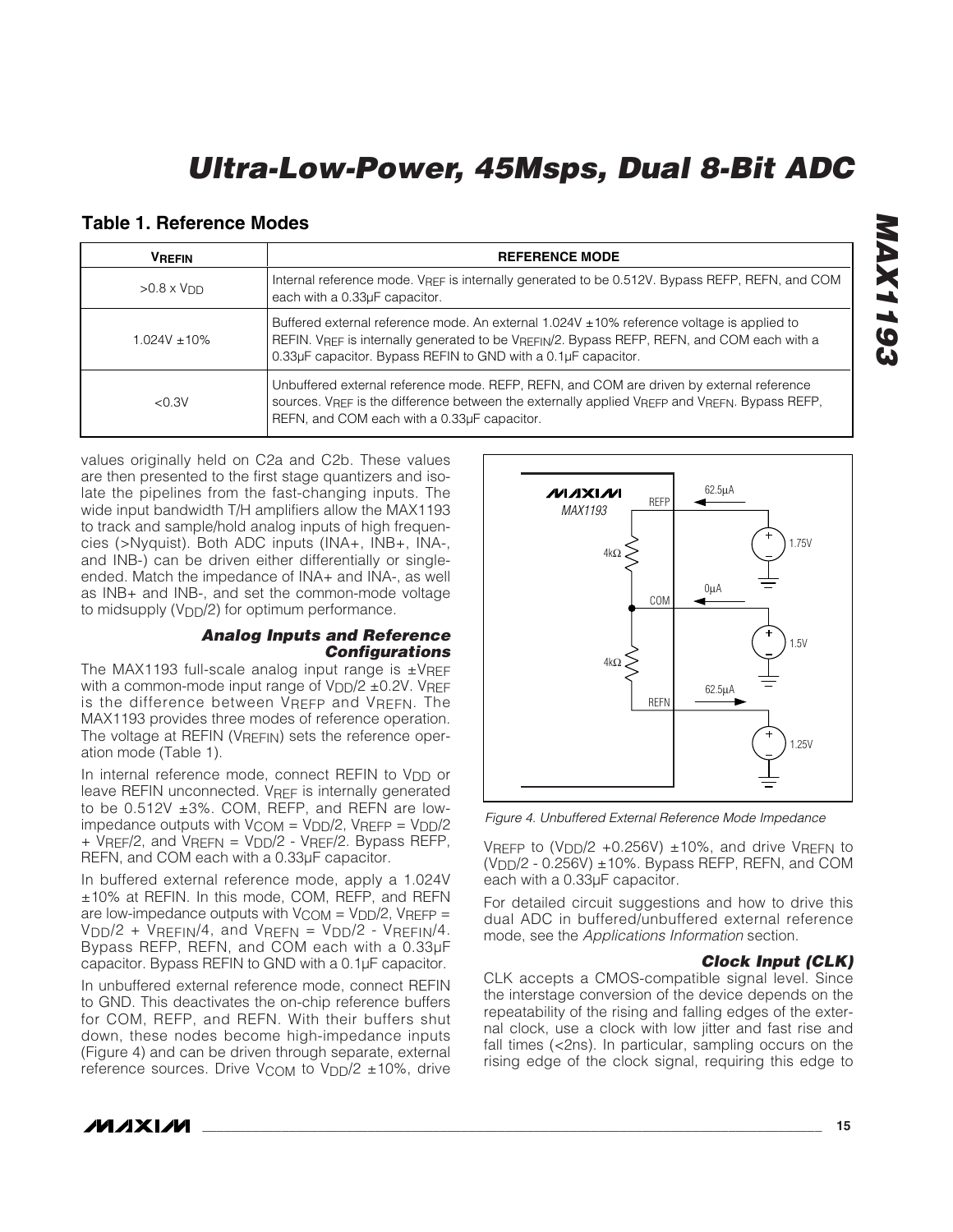## Table 1. Reference Modes

| $V_{REFIN}$ | REFERENCE MODE |
|---|---|
| $>0.8 \times V_{DD}$ | Internal reference mode. $V_{REF}$ is internally generated to be 0.512V. Bypass REFP, REFN, and COM each with a 0.33µF capacitor. |
| 1.024V ±10% | Buffered external reference mode. An external 1.024V ±10% reference voltage is applied to REFIN. $V_{REF}$ is internally generated to be $V_{REFIN}/2$. Bypass REFP, REFN, and COM each with a 0.33µF capacitor. Bypass REFIN to GND with a 0.1µF capacitor. |
| <0.3V | Unbuffered external reference mode. REFP, REFN, and COM are driven by external reference sources. $V_{REF}$ is the difference between the externally applied $V_{REFP}$ and $V_{REFN}$. Bypass REFP, REFN, and COM each with a 0.33µF capacitor. |

values originally held on C2a and C2b. These values are then presented to the first stage quantizers and isolate the pipelines from the fast-changing inputs. The wide input bandwidth T/H amplifiers allow the MAX1193 to track and sample/hold analog inputs of high frequencies (>Nyquist). Both ADC inputs (INA+, INB+, INA-, and INB-) can be driven either differentially or single-ended. Match the impedance of INA+ and INA-, as well as INB+ and INB-, and set the common-mode voltage to midsupply ($V_{DD}/2$) for optimum performance.

### *Analog Inputs and Reference Configurations*

The MAX1193 full-scale analog input range is $\pm V_{REF}$ with a common-mode input range of $V_{DD}/2 \pm 0.2V$. $V_{REF}$ is the difference between $V_{REFP}$ and $V_{REFN}$. The MAX1193 provides three modes of reference operation. The voltage at REFIN ($V_{REFIN}$) sets the reference operation mode (Table 1).

In internal reference mode, connect REFIN to $V_{DD}$ or leave REFIN unconnected. $V_{REF}$ is internally generated to be 0.512V ±3%. COM, REFP, and REFN are low-impedance outputs with $V_{COM} = V_{DD}/2$, $V_{REFP} = V_{DD}/2 + V_{REF}/2$, and $V_{REFN} = V_{DD}/2 - V_{REF}/2$. Bypass REFP, REFN, and COM each with a 0.33µF capacitor.

In buffered external reference mode, apply a 1.024V ±10% at REFIN. In this mode, COM, REFP, and REFN are low-impedance outputs with $V_{COM} = V_{DD}/2$, $V_{REFP} = V_{DD}/2 + V_{REFIN}/4$, and $V_{REFN} = V_{DD}/2 - V_{REFIN}/4$. Bypass REFP, REFN, and COM each with a 0.33µF capacitor. Bypass REFIN to GND with a 0.1µF capacitor.

In unbuffered external reference mode, connect REFIN to GND. This deactivates the on-chip reference buffers for COM, REFP, and REFN. With their buffers shut down, these nodes become high-impedance inputs (Figure 4) and can be driven through separate, external reference sources. Drive $V_{COM}$ to $V_{DD}/2$ ±10%, drive $V_{REFP}$ to ($V_{DD}/2$ +0.256V) ±10%, and drive $V_{REFN}$ to ($V_{DD}/2$ - 0.256V) ±10%. Bypass REFP, REFN, and COM each with a 0.33µF capacitor.

Figure 4. Unbuffered External Reference Mode Impedance

For detailed circuit suggestions and how to drive this dual ADC in buffered/unbuffered external reference mode, see the *Applications Information* section.

### *Clock Input (CLK)*

CLK accepts a CMOS-compatible signal level. Since the interstage conversion of the device depends on the repeatability of the rising and falling edges of the external clock, use a clock with low jitter and fast rise and fall times (<2ns). In particular, sampling occurs on the rising edge of the clock signal, requiring this edge to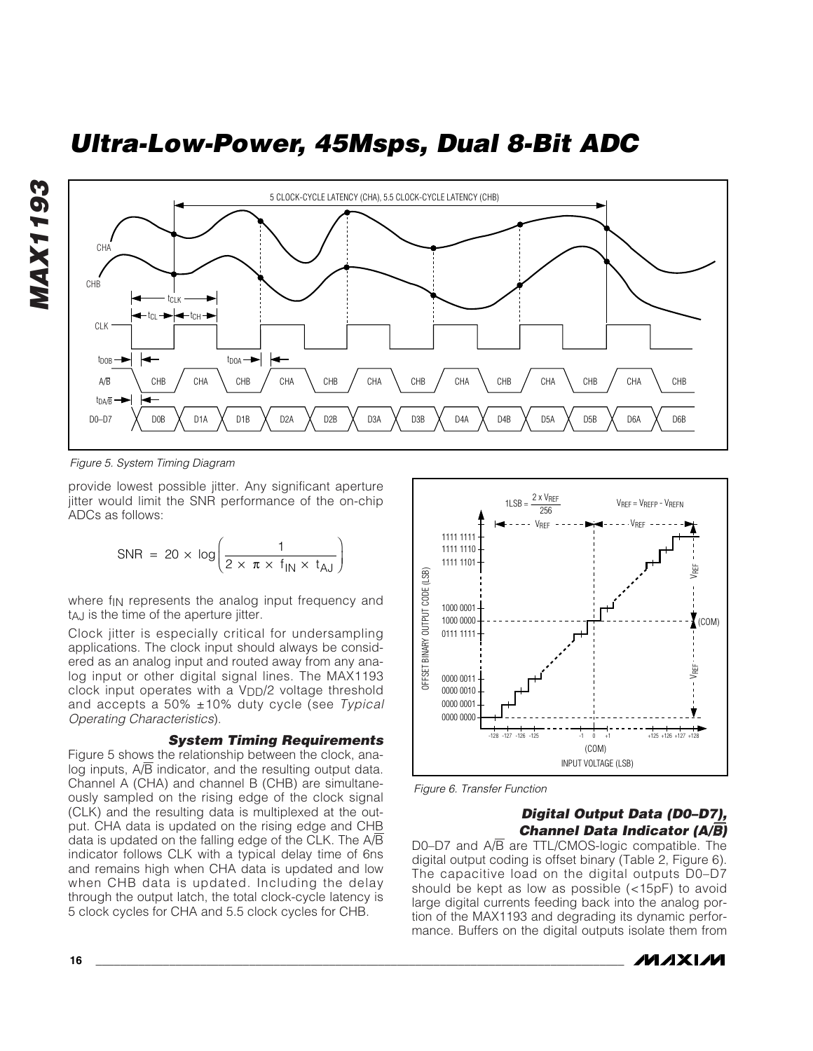Figure 5. System Timing Diagram

provide lowest possible jitter. Any significant aperture jitter would limit the SNR performance of the on-chip ADCs as follows:

$$\text{SNR} = 20 \times \log\left(\frac{1}{2 \times \pi \times f_{IN} \times t_{AJ}}\right)$$

where $f_{IN}$ represents the analog input frequency and $t_{AJ}$ is the time of the aperture jitter.

Clock jitter is especially critical for undersampling applications. The clock input should always be considered as an analog input and routed away from any analog input or other digital signal lines. The MAX1193 clock input operates with a $V_{DD}/2$ voltage threshold and accepts a 50% ±10% duty cycle (see *Typical Operating Characteristics*).

### System Timing Requirements

Figure 5 shows the relationship between the clock, analog inputs, $A/\overline{B}$ indicator, and the resulting output data. Channel A (CHA) and channel B (CHB) are simultaneously sampled on the rising edge of the clock signal (CLK) and the resulting data is multiplexed at the output. CHA data is updated on the rising edge and CHB data is updated on the falling edge of the CLK. The $A/\overline{B}$ indicator follows CLK with a typical delay time of 6ns and remains high when CHA data is updated and low when CHB data is updated. Including the delay through the output latch, the total clock-cycle latency is 5 clock cycles for CHA and 5.5 clock cycles for CHB.

Figure 6. Transfer Function

### Digital Output Data (D0–D7), Channel Data Indicator ($A/\overline{B}$)

D0–D7 and $A/\overline{B}$ are TTL/CMOS-logic compatible. The digital output coding is offset binary (Table 2, Figure 6). The capacitive load on the digital outputs D0–D7 should be kept as low as possible (<15pF) to avoid large digital currents feeding back into the analog portion of the MAX1193 and degrading its dynamic performance. Buffers on the digital outputs isolate them from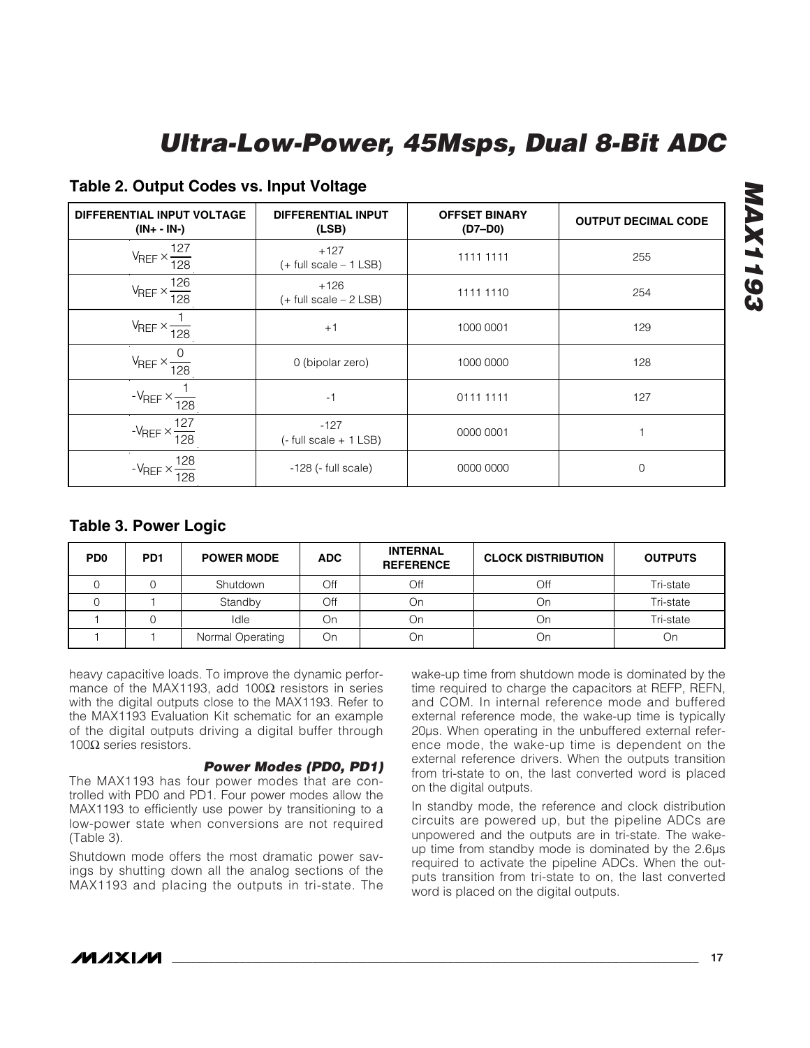## Table 2. Output Codes vs. Input Voltage

| DIFFERENTIAL INPUT VOLTAGE (IN+ - IN-) | DIFFERENTIAL INPUT (LSB) | OFFSET BINARY (D7–D0) | OUTPUT DECIMAL CODE |
|---|---|---|---|
| $V_{REF} \times \frac{127}{128}$ | +127 (+ full scale – 1 LSB) | 1111 1111 | 255 |
| $V_{REF} \times \frac{126}{128}$ | +126 (+ full scale – 2 LSB) | 1111 1110 | 254 |
| $V_{REF} \times \frac{1}{128}$ | +1 | 1000 0001 | 129 |
| $V_{REF} \times \frac{0}{128}$ | 0 (bipolar zero) | 1000 0000 | 128 |
| $-V_{REF} \times \frac{1}{128}$ | -1 | 0111 1111 | 127 |
| $-V_{REF} \times \frac{127}{128}$ | -127 (- full scale + 1 LSB) | 0000 0001 | 1 |
| $-V_{REF} \times \frac{128}{128}$ | -128 (- full scale) | 0000 0000 | 0 |

## Table 3. Power Logic

| PD0 | PD1 | POWER MODE | ADC | INTERNAL REFERENCE | CLOCK DISTRIBUTION | OUTPUTS |
|---|---|---|---|---|---|---|
| 0 | 0 | Shutdown | Off | Off | Off | Tri-state |
| 0 | 1 | Standby | Off | On | On | Tri-state |
| 1 | 0 | Idle | On | On | On | Tri-state |
| 1 | 1 | Normal Operating | On | On | On | On |

heavy capacitive loads. To improve the dynamic performance of the MAX1193, add 100Ω resistors in series with the digital outputs close to the MAX1193. Refer to the MAX1193 Evaluation Kit schematic for an example of the digital outputs driving a digital buffer through 100Ω series resistors.

### *Power Modes (PD0, PD1)*

The MAX1193 has four power modes that are controlled with PD0 and PD1. Four power modes allow the MAX1193 to efficiently use power by transitioning to a low-power state when conversions are not required (Table 3).

Shutdown mode offers the most dramatic power savings by shutting down all the analog sections of the MAX1193 and placing the outputs in tri-state. The wake-up time from shutdown mode is dominated by the time required to charge the capacitors at REFP, REFN, and COM. In internal reference mode and buffered external reference mode, the wake-up time is typically 20µs. When operating in the unbuffered external reference mode, the wake-up time is dependent on the external reference drivers. When the outputs transition from tri-state to on, the last converted word is placed on the digital outputs.

In standby mode, the reference and clock distribution circuits are powered up, but the pipeline ADCs are unpowered and the outputs are in tri-state. The wake-up time from standby mode is dominated by the 2.6µs required to activate the pipeline ADCs. When the outputs transition from tri-state to on, the last converted word is placed on the digital outputs.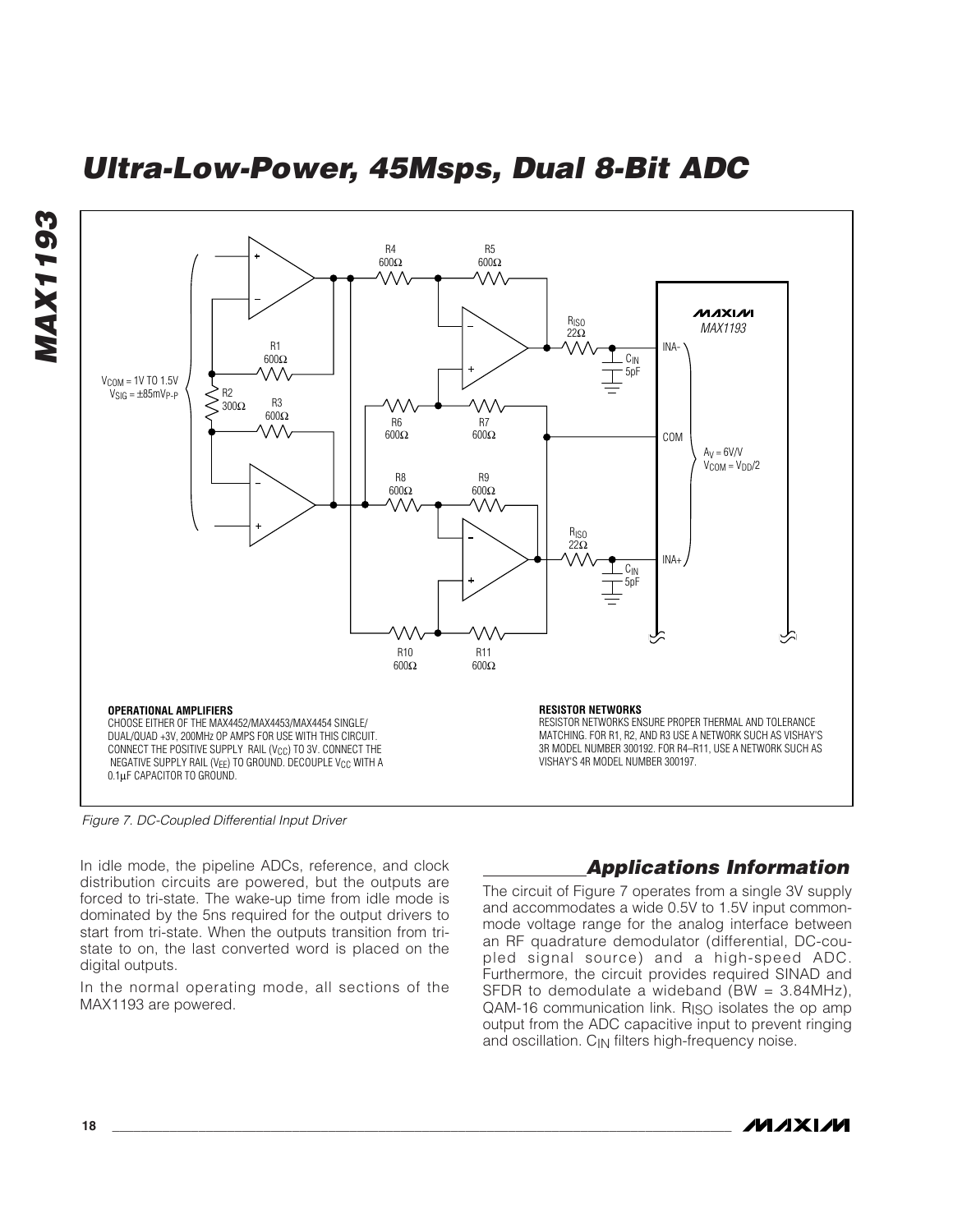**OPERATIONAL AMPLIFIERS**

CHOOSE EITHER OF THE MAX4452/MAX4453/MAX4454 SINGLE/DUAL/QUAD +3V, 200MHz OP AMPS FOR USE WITH THIS CIRCUIT. CONNECT THE POSITIVE SUPPLY RAIL ($V_{CC}$) TO 3V. CONNECT THE NEGATIVE SUPPLY RAIL ($V_{EE}$) TO GROUND. DECOUPLE $V_{CC}$ WITH A 0.1µF CAPACITOR TO GROUND.

**RESISTOR NETWORKS**

RESISTOR NETWORKS ENSURE PROPER THERMAL AND TOLERANCE MATCHING. FOR R1, R2, AND R3 USE A NETWORK SUCH AS VISHAY'S 3R MODEL NUMBER 300192. FOR R4–R11, USE A NETWORK SUCH AS VISHAY'S 4R MODEL NUMBER 300197.

*Figure 7. DC-Coupled Differential Input Driver*

In idle mode, the pipeline ADCs, reference, and clock distribution circuits are powered, but the outputs are forced to tri-state. The wake-up time from idle mode is dominated by the 5ns required for the output drivers to start from tri-state. When the outputs transition from tri-state to on, the last converted word is placed on the digital outputs.

In the normal operating mode, all sections of the MAX1193 are powered.

## Applications Information

The circuit of Figure 7 operates from a single 3V supply and accommodates a wide 0.5V to 1.5V input common-mode voltage range for the analog interface between an RF quadrature demodulator (differential, DC-coupled signal source) and a high-speed ADC. Furthermore, the circuit provides required SINAD and SFDR to demodulate a wideband (BW = 3.84MHz), QAM-16 communication link. $R_{ISO}$ isolates the op amp output from the ADC capacitive input to prevent ringing and oscillation. $C_{IN}$ filters high-frequency noise.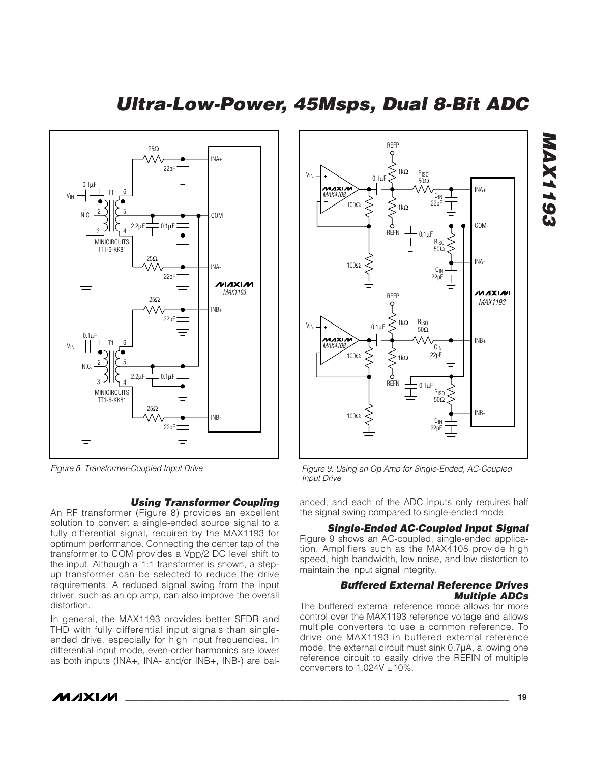Figure 8. Transformer-Coupled Input Drive

Figure 9. Using an Op Amp for Single-Ended, AC-Coupled Input Drive

### Using Transformer Coupling

An RF transformer (Figure 8) provides an excellent solution to convert a single-ended source signal to a fully differential signal, required by the MAX1193 for optimum performance. Connecting the center tap of the transformer to COM provides a $V_{DD}/2$ DC level shift to the input. Although a 1:1 transformer is shown, a step-up transformer can be selected to reduce the drive requirements. A reduced signal swing from the input driver, such as an op amp, can also improve the overall distortion.

In general, the MAX1193 provides better SFDR and THD with fully differential input signals than single-ended drive, especially for high input frequencies. In differential input mode, even-order harmonics are lower as both inputs (INA+, INA- and/or INB+, INB-) are balanced, and each of the ADC inputs only requires half the signal swing compared to single-ended mode.

### Single-Ended AC-Coupled Input Signal

Figure 9 shows an AC-coupled, single-ended application. Amplifiers such as the MAX4108 provide high speed, high bandwidth, low noise, and low distortion to maintain the input signal integrity.

### Buffered External Reference Drives Multiple ADCs

The buffered external reference mode allows for more control over the MAX1193 reference voltage and allows multiple converters to use a common reference. To drive one MAX1193 in buffered external reference mode, the external circuit must sink 0.7µA, allowing one reference circuit to easily drive the REFIN of multiple converters to 1.024V ±10%.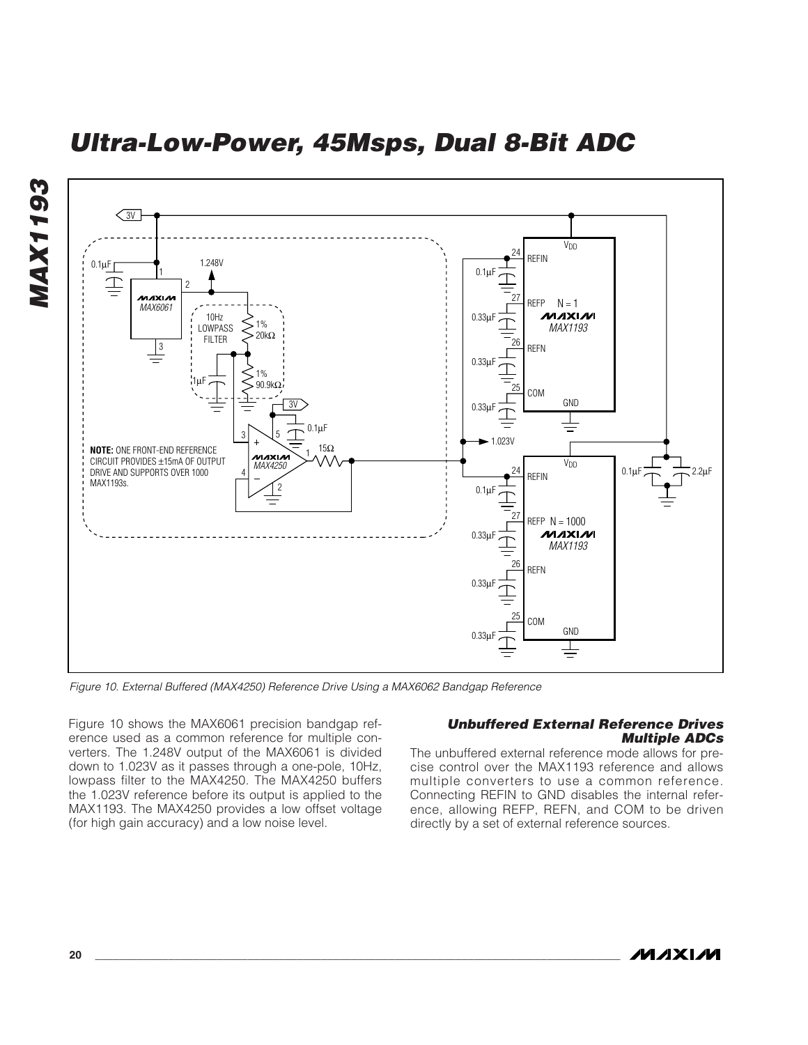Figure 10. External Buffered (MAX4250) Reference Drive Using a MAX6062 Bandgap Reference

Figure 10 shows the MAX6061 precision bandgap reference used as a common reference for multiple converters. The 1.248V output of the MAX6061 is divided down to 1.023V as it passes through a one-pole, 10Hz, lowpass filter to the MAX4250. The MAX4250 buffers the 1.023V reference before its output is applied to the MAX1193. The MAX4250 provides a low offset voltage (for high gain accuracy) and a low noise level.

### Unbuffered External Reference Drives Multiple ADCs

The unbuffered external reference mode allows for precise control over the MAX1193 reference and allows multiple converters to use a common reference. Connecting REFIN to GND disables the internal reference, allowing REFP, REFN, and COM to be driven directly by a set of external reference sources.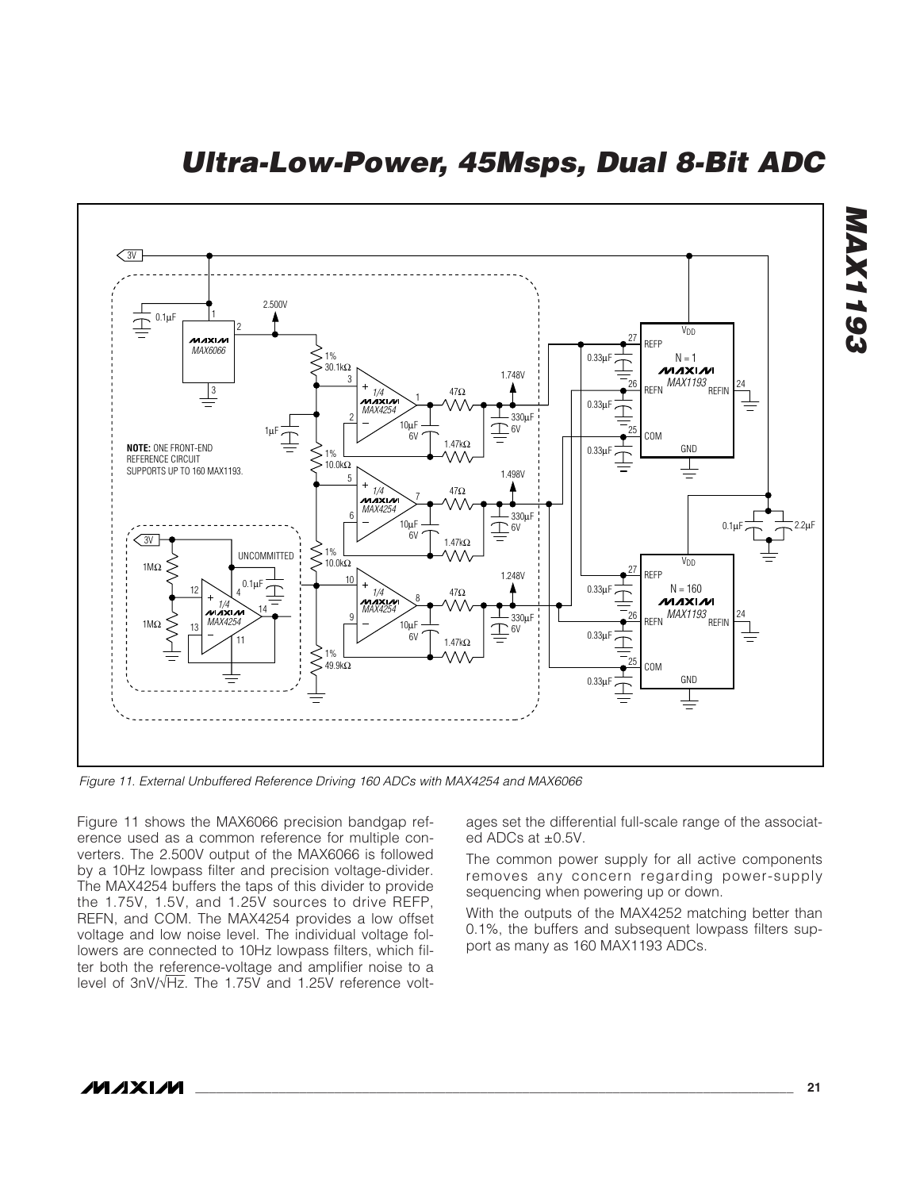Figure 11. External Unbuffered Reference Driving 160 ADCs with MAX4254 and MAX6066

Figure 11 shows the MAX6066 precision bandgap reference used as a common reference for multiple converters. The 2.500V output of the MAX6066 is followed by a 10Hz lowpass filter and precision voltage-divider. The MAX4254 buffers the taps of this divider to provide the 1.75V, 1.5V, and 1.25V sources to drive REFP, REFN, and COM. The MAX4254 provides a low offset voltage and low noise level. The individual voltage followers are connected to 10Hz lowpass filters, which filter both the reference-voltage and amplifier noise to a level of 3nV/√Hz. The 1.75V and 1.25V reference voltages set the differential full-scale range of the associated ADCs at ±0.5V.

The common power supply for all active components removes any concern regarding power-supply sequencing when powering up or down.

With the outputs of the MAX4252 matching better than 0.1%, the buffers and subsequent lowpass filters support as many as 160 MAX1193 ADCs.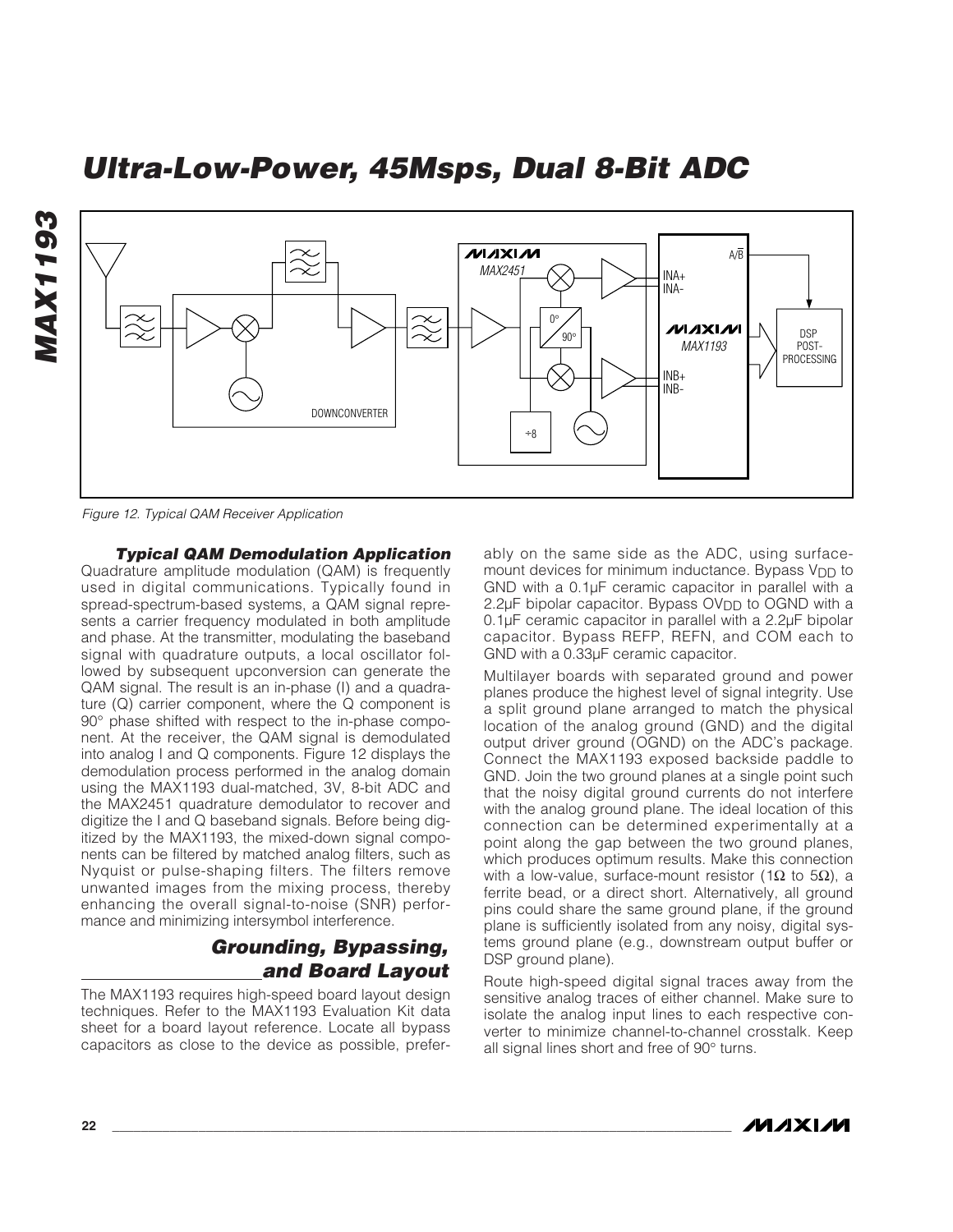Figure 12. Typical QAM Receiver Application

### Typical QAM Demodulation Application

Quadrature amplitude modulation (QAM) is frequently used in digital communications. Typically found in spread-spectrum-based systems, a QAM signal represents a carrier frequency modulated in both amplitude and phase. At the transmitter, modulating the baseband signal with quadrature outputs, a local oscillator followed by subsequent upconversion can generate the QAM signal. The result is an in-phase (I) and a quadrature (Q) carrier component, where the Q component is 90° phase shifted with respect to the in-phase component. At the receiver, the QAM signal is demodulated into analog I and Q components. Figure 12 displays the demodulation process performed in the analog domain using the MAX1193 dual-matched, 3V, 8-bit ADC and the MAX2451 quadrature demodulator to recover and digitize the I and Q baseband signals. Before being digitized by the MAX1193, the mixed-down signal components can be filtered by matched analog filters, such as Nyquist or pulse-shaping filters. The filters remove unwanted images from the mixing process, thereby enhancing the overall signal-to-noise (SNR) performance and minimizing intersymbol interference.

## Grounding, Bypassing, and Board Layout

The MAX1193 requires high-speed board layout design techniques. Refer to the MAX1193 Evaluation Kit data sheet for a board layout reference. Locate all bypass capacitors as close to the device as possible, preferably on the same side as the ADC, using surface-mount devices for minimum inductance. Bypass $V_{DD}$ to GND with a 0.1µF ceramic capacitor in parallel with a 2.2µF bipolar capacitor. Bypass $OV_{DD}$ to OGND with a 0.1µF ceramic capacitor in parallel with a 2.2µF bipolar capacitor. Bypass REFP, REFN, and COM each to GND with a 0.33µF ceramic capacitor.

Multilayer boards with separated ground and power planes produce the highest level of signal integrity. Use a split ground plane arranged to match the physical location of the analog ground (GND) and the digital output driver ground (OGND) on the ADC's package. Connect the MAX1193 exposed backside paddle to GND. Join the two ground planes at a single point such that the noisy digital ground currents do not interfere with the analog ground plane. The ideal location of this connection can be determined experimentally at a point along the gap between the two ground planes, which produces optimum results. Make this connection with a low-value, surface-mount resistor (1Ω to 5Ω), a ferrite bead, or a direct short. Alternatively, all ground pins could share the same ground plane, if the ground plane is sufficiently isolated from any noisy, digital systems ground plane (e.g., downstream output buffer or DSP ground plane).

Route high-speed digital signal traces away from the sensitive analog traces of either channel. Make sure to isolate the analog input lines to each respective converter to minimize channel-to-channel crosstalk. Keep all signal lines short and free of 90° turns.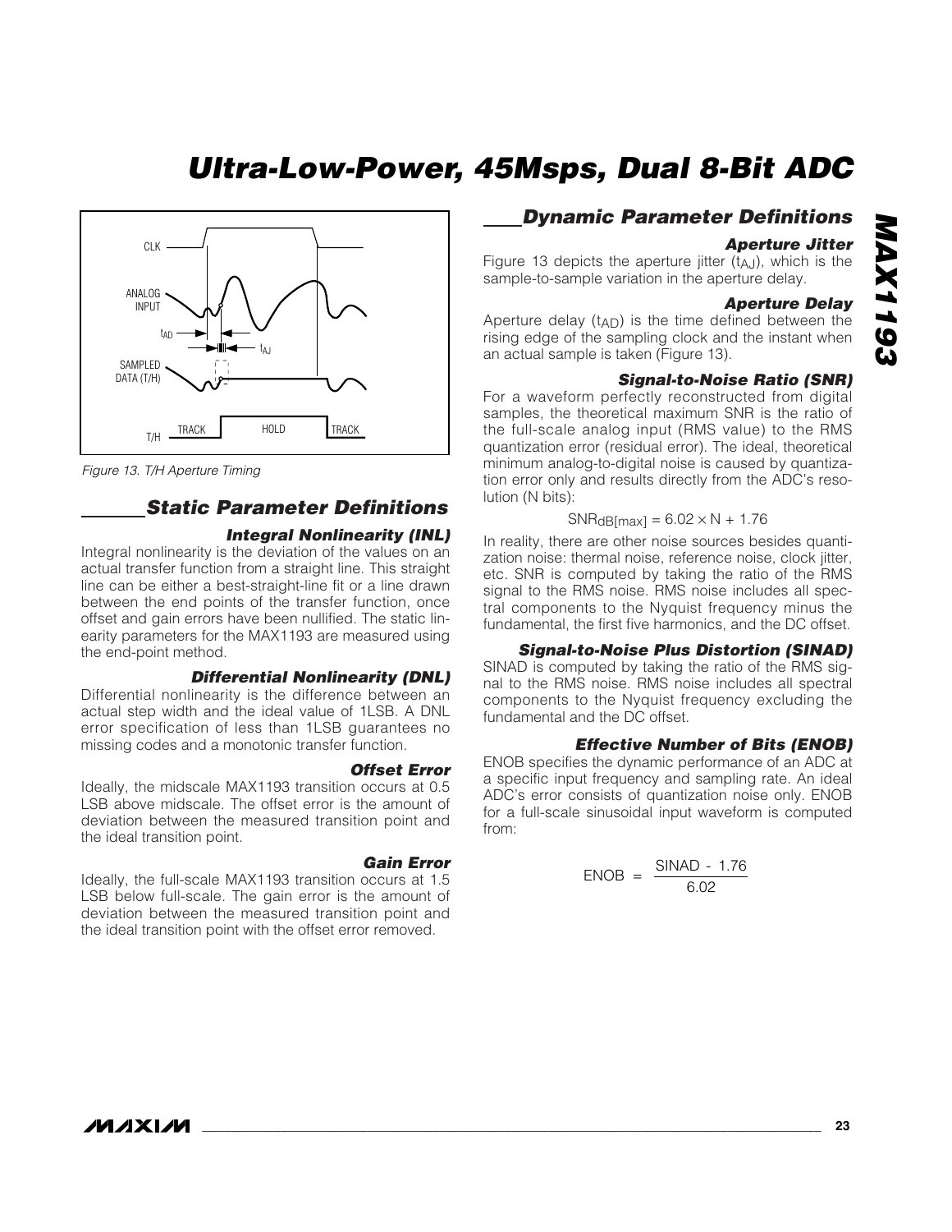Figure 13. T/H Aperture Timing

## Static Parameter Definitions

### Integral Nonlinearity (INL)

Integral nonlinearity is the deviation of the values on an actual transfer function from a straight line. This straight line can be either a best-straight-line fit or a line drawn between the end points of the transfer function, once offset and gain errors have been nullified. The static linearity parameters for the MAX1193 are measured using the end-point method.

### Differential Nonlinearity (DNL)

Differential nonlinearity is the difference between an actual step width and the ideal value of 1LSB. A DNL error specification of less than 1LSB guarantees no missing codes and a monotonic transfer function.

### Offset Error

Ideally, the midscale MAX1193 transition occurs at 0.5 LSB above midscale. The offset error is the amount of deviation between the measured transition point and the ideal transition point.

### Gain Error

Ideally, the full-scale MAX1193 transition occurs at 1.5 LSB below full-scale. The gain error is the amount of deviation between the measured transition point and the ideal transition point with the offset error removed.

## Dynamic Parameter Definitions

### Aperture Jitter

Figure 13 depicts the aperture jitter ($t_{AJ}$), which is the sample-to-sample variation in the aperture delay.

### Aperture Delay

Aperture delay ($t_{AD}$) is the time defined between the rising edge of the sampling clock and the instant when an actual sample is taken (Figure 13).

### Signal-to-Noise Ratio (SNR)

For a waveform perfectly reconstructed from digital samples, the theoretical maximum SNR is the ratio of the full-scale analog input (RMS value) to the RMS quantization error (residual error). The ideal, theoretical minimum analog-to-digital noise is caused by quantization error only and results directly from the ADC's resolution (N bits):

$$SNR_{dB[max]} = 6.02 \times N + 1.76$$

In reality, there are other noise sources besides quantization noise: thermal noise, reference noise, clock jitter, etc. SNR is computed by taking the ratio of the RMS signal to the RMS noise. RMS noise includes all spectral components to the Nyquist frequency minus the fundamental, the first five harmonics, and the DC offset.

### Signal-to-Noise Plus Distortion (SINAD)

SINAD is computed by taking the ratio of the RMS signal to the RMS noise. RMS noise includes all spectral components to the Nyquist frequency excluding the fundamental and the DC offset.

### Effective Number of Bits (ENOB)

ENOB specifies the dynamic performance of an ADC at a specific input frequency and sampling rate. An ideal ADC's error consists of quantization noise only. ENOB for a full-scale sinusoidal input waveform is computed from:

$$ENOB = \frac{SINAD - 1.76}{6.02}$$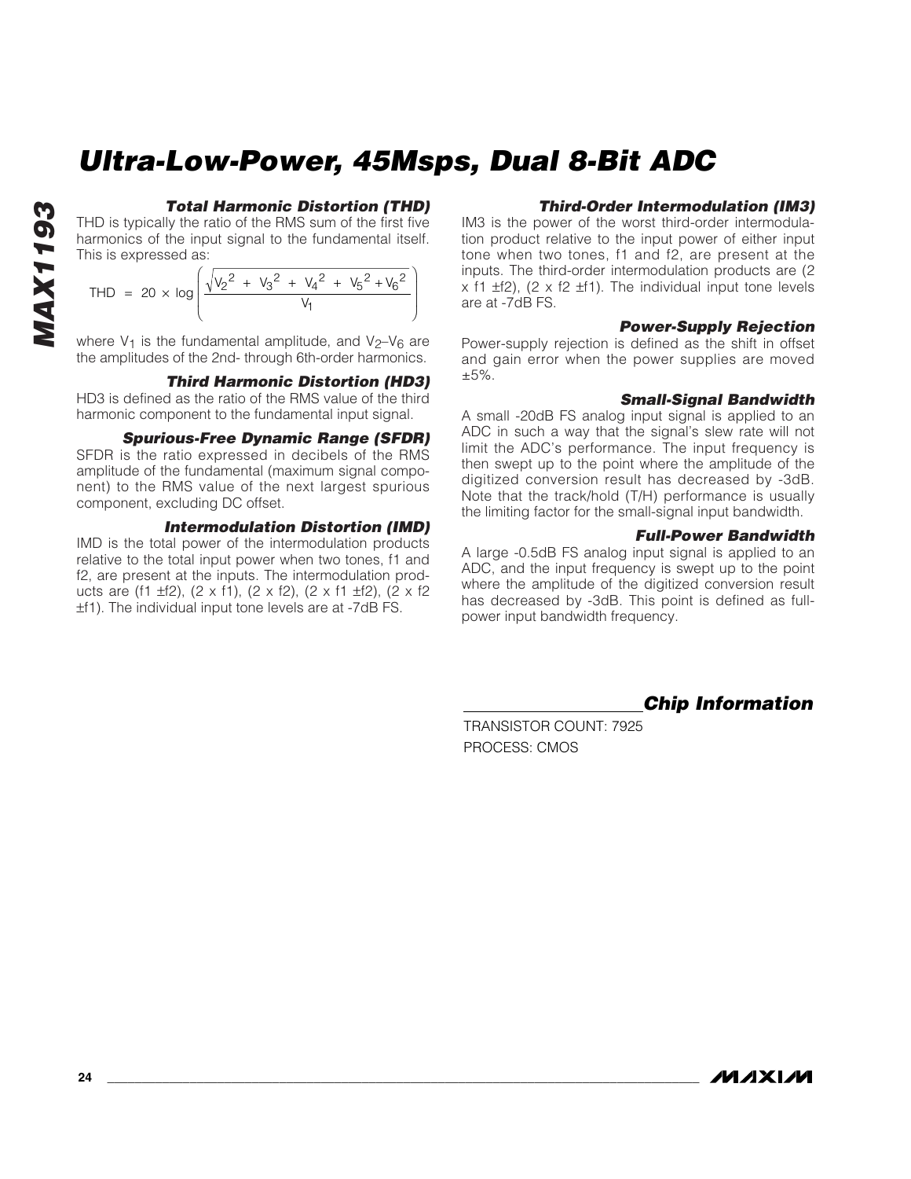### Total Harmonic Distortion (THD)

THD is typically the ratio of the RMS sum of the first five harmonics of the input signal to the fundamental itself. This is expressed as:

$$THD = 20 \times \log\left(\frac{\sqrt{V_2^2 + V_3^2 + V_4^2 + V_5^2 + V_6^2}}{V_1}\right)$$

where $V_1$ is the fundamental amplitude, and $V_2$–$V_6$ are the amplitudes of the 2nd- through 6th-order harmonics.

### Third Harmonic Distortion (HD3)

HD3 is defined as the ratio of the RMS value of the third harmonic component to the fundamental input signal.

### Spurious-Free Dynamic Range (SFDR)

SFDR is the ratio expressed in decibels of the RMS amplitude of the fundamental (maximum signal component) to the RMS value of the next largest spurious component, excluding DC offset.

### Intermodulation Distortion (IMD)

IMD is the total power of the intermodulation products relative to the total input power when two tones, f1 and f2, are present at the inputs. The intermodulation products are (f1 ±f2), (2 x f1), (2 x f2), (2 x f1 ±f2), (2 x f2 ±f1). The individual input tone levels are at -7dB FS.

### Third-Order Intermodulation (IM3)

IM3 is the power of the worst third-order intermodulation product relative to the input power of either input tone when two tones, f1 and f2, are present at the inputs. The third-order intermodulation products are (2 x f1 ±f2), (2 x f2 ±f1). The individual input tone levels are at -7dB FS.

### Power-Supply Rejection

Power-supply rejection is defined as the shift in offset and gain error when the power supplies are moved ±5%.

### Small-Signal Bandwidth

A small -20dB FS analog input signal is applied to an ADC in such a way that the signal's slew rate will not limit the ADC's performance. The input frequency is then swept up to the point where the amplitude of the digitized conversion result has decreased by -3dB. Note that the track/hold (T/H) performance is usually the limiting factor for the small-signal input bandwidth.

### Full-Power Bandwidth

A large -0.5dB FS analog input signal is applied to an ADC, and the input frequency is swept up to the point where the amplitude of the digitized conversion result has decreased by -3dB. This point is defined as full-power input bandwidth frequency.

## Chip Information

TRANSISTOR COUNT: 7925

PROCESS: CMOS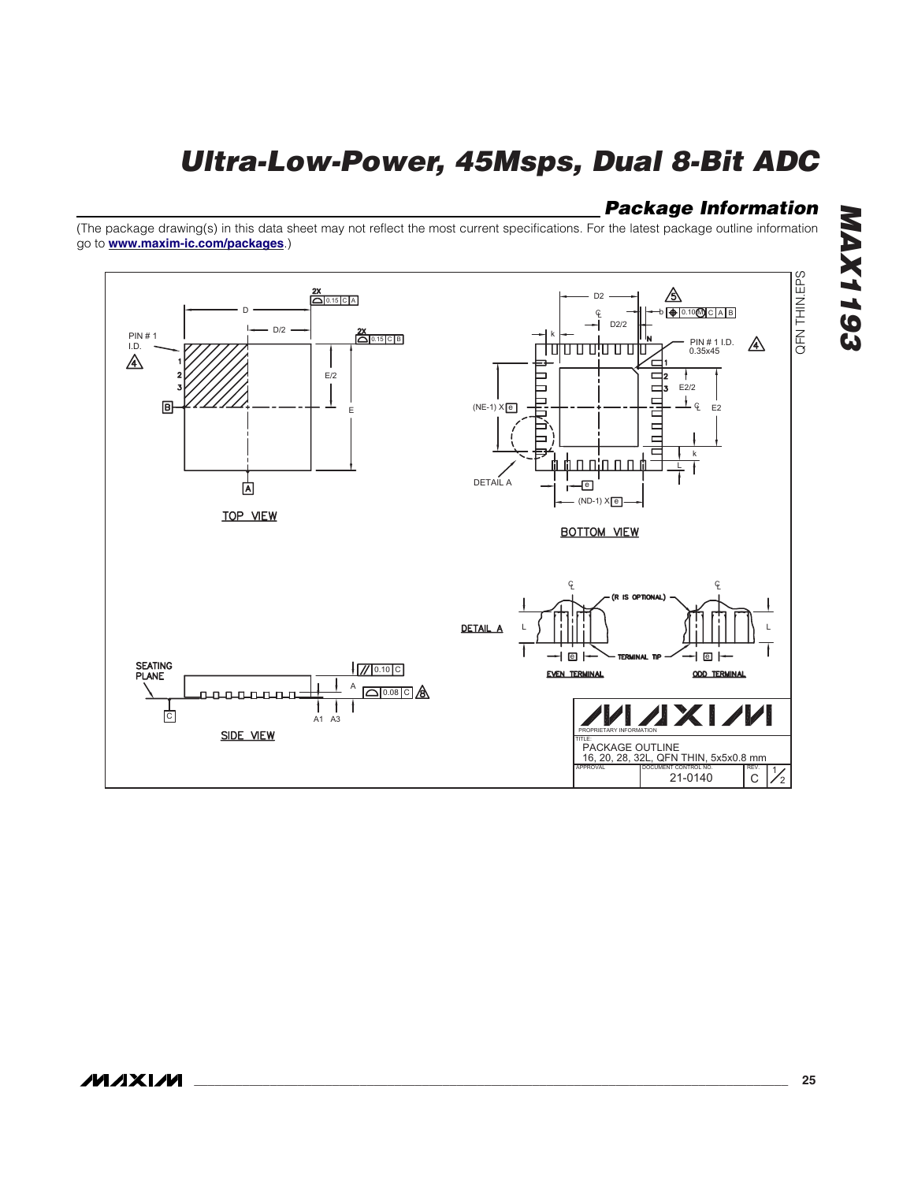## Package Information

(The package drawing(s) in this data sheet may not reflect the most current specifications. For the latest package outline information go to **www.maxim-ic.com/packages**.)

TOP VIEW

BOTTOM VIEW

SIDE VIEW

DETAIL A

EVEN TERMINAL

ODD TERMINAL

PROPRIETARY INFORMATION

TITLE: PACKAGE OUTLINE 16, 20, 28, 32L, QFN THIN, 5x5x0.8 mm

DOCUMENT CONTROL NO. 21-0140 REV. C 1/2

QFN THIN.EPS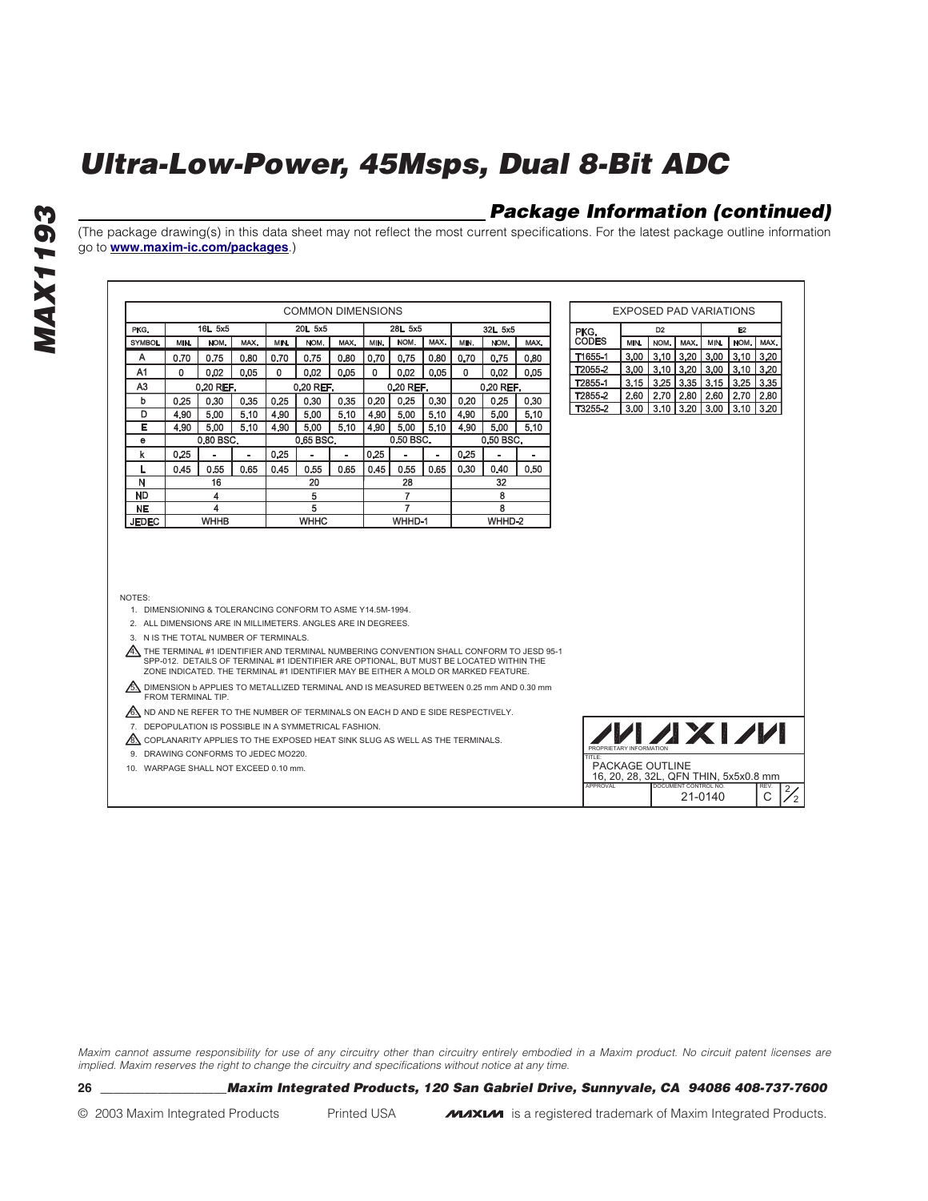## Package Information (continued)

(The package drawing(s) in this data sheet may not reflect the most current specifications. For the latest package outline information go to **www.maxim-ic.com/packages**.)

COMMON DIMENSIONS

| PKG. | 16L 5x5 | | | 20L 5x5 | | | 28L 5x5 | | | 32L 5x5 | | |
|---|---|---|---|---|---|---|---|---|---|---|---|---|
| SYMBOL | MIN. | NOM. | MAX. | MIN. | NOM. | MAX. | MIN. | NOM. | MAX. | MIN. | NOM. | MAX. |
| A | 0.70 | 0.75 | 0.80 | 0.70 | 0.75 | 0.80 | 0.70 | 0.75 | 0.80 | 0.70 | 0.75 | 0.80 |
| A1 | 0 | 0.02 | 0.05 | 0 | 0.02 | 0.05 | 0 | 0.02 | 0.05 | 0 | 0.02 | 0.05 |
| A3 | 0.20 REF. | | | 0.20 REF. | | | 0.20 REF. | | | 0.20 REF. | | |
| b | 0.25 | 0.30 | 0.35 | 0.25 | 0.30 | 0.35 | 0.20 | 0.25 | 0.30 | 0.20 | 0.25 | 0.30 |
| D | 4.90 | 5.00 | 5.10 | 4.90 | 5.00 | 5.10 | 4.90 | 5.00 | 5.10 | 4.90 | 5.00 | 5.10 |
| E | 4.90 | 5.00 | 5.10 | 4.90 | 5.00 | 5.10 | 4.90 | 5.00 | 5.10 | 4.90 | 5.00 | 5.10 |
| e | 0.80 BSC. | | | 0.65 BSC. | | | 0.50 BSC. | | | 0.50 BSC. | | |
| k | 0.25 | - | - | 0.25 | - | - | 0.25 | - | - | 0.25 | - | - |
| L | 0.45 | 0.55 | 0.65 | 0.45 | 0.55 | 0.65 | 0.45 | 0.55 | 0.65 | 0.30 | 0.40 | 0.50 |
| N | 16 | | | 20 | | | 28 | | | 32 | | |
| ND | 4 | | | 5 | | | 7 | | | 8 | | |
| NE | 4 | | | 5 | | | 7 | | | 8 | | |
| JEDEC | WHHB | | | WHHC | | | WHHD-1 | | | WHHD-2 | | |

EXPOSED PAD VARIATIONS

| PKG. CODES | D2 | | | E2 | | |
|---|---|---|---|---|---|---|
| | MIN. | NOM. | MAX. | MIN. | NOM. | MAX. |
| T1655-1 | 3.00 | 3.10 | 3.20 | 3.00 | 3.10 | 3.20 |
| T2055-2 | 3.00 | 3.10 | 3.20 | 3.00 | 3.10 | 3.20 |
| T2855-1 | 3.15 | 3.25 | 3.35 | 3.15 | 3.25 | 3.35 |
| T2855-2 | 2.60 | 2.70 | 2.80 | 2.60 | 2.70 | 2.80 |
| T3255-2 | 3.00 | 3.10 | 3.20 | 3.00 | 3.10 | 3.20 |

NOTES:

1. DIMENSIONING & TOLERANCING CONFORM TO ASME Y14.5M-1994.
2. ALL DIMENSIONS ARE IN MILLIMETERS. ANGLES ARE IN DEGREES.
3. N IS THE TOTAL NUMBER OF TERMINALS.
4. THE TERMINAL #1 IDENTIFIER AND TERMINAL NUMBERING CONVENTION SHALL CONFORM TO JESD 95-1 SPP-012. DETAILS OF TERMINAL #1 IDENTIFIER ARE OPTIONAL, BUT MUST BE LOCATED WITHIN THE ZONE INDICATED. THE TERMINAL #1 IDENTIFIER MAY BE EITHER A MOLD OR MARKED FEATURE.
5. DIMENSION b APPLIES TO METALLIZED TERMINAL AND IS MEASURED BETWEEN 0.25 mm AND 0.30 mm FROM TERMINAL TIP.
6. ND AND NE REFER TO THE NUMBER OF TERMINALS ON EACH D AND E SIDE RESPECTIVELY.
7. DEPOPULATION IS POSSIBLE IN A SYMMETRICAL FASHION.
8. COPLANARITY APPLIES TO THE EXPOSED HEAT SINK SLUG AS WELL AS THE TERMINALS.
9. DRAWING CONFORMS TO JEDEC MO220.
10. WARPAGE SHALL NOT EXCEED 0.10 mm.

MAXIM
PROPRIETARY INFORMATION
TITLE: PACKAGE OUTLINE
16, 20, 28, 32L, QFN THIN, 5x5x0.8 mm
APPROVAL | DOCUMENT CONTROL NO. 21-0140 | REV. C | 2/2

*Maxim cannot assume responsibility for use of any circuitry other than circuitry entirely embodied in a Maxim product. No circuit patent licenses are implied. Maxim reserves the right to change the circuitry and specifications without notice at any time.*

***Maxim Integrated Products, 120 San Gabriel Drive, Sunnyvale, CA 94086 408-737-7600***

© 2003 Maxim Integrated Products Printed USA MAXIM is a registered trademark of Maxim Integrated Products.